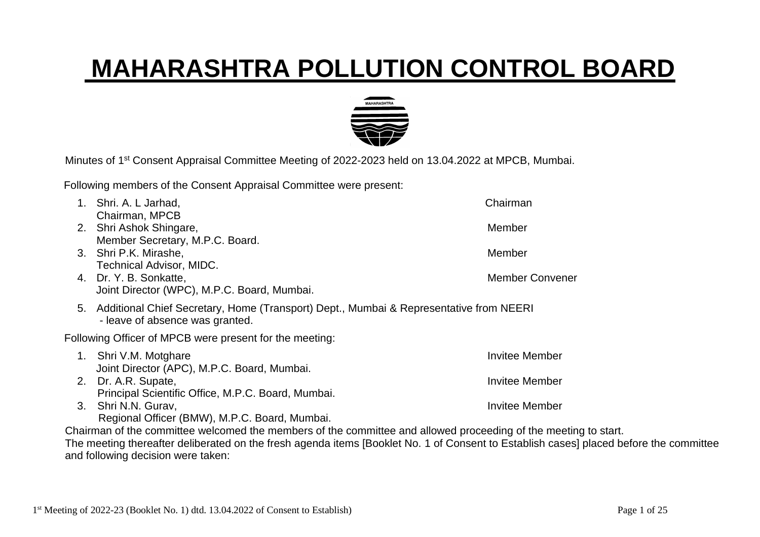# MAHARASHTRA POLLUTION CONTROL BOARD

Minutes of 1st Consent Appraisal Committee Meeting of 2022-2023 held on 13.04.2022 at MPCB, Mumbai.

Following members of the Consent Appraisal Committee were present:

1. Shri. A. L Jarhad, Chairman, MPCB — Chairman
2. Shri Ashok Shingare, Member Secretary, M.P.C. Board. — Member
3. Shri P.K. Mirashe, Technical Advisor, MIDC. — Member
4. Dr. Y. B. Sonkatte, Joint Director (WPC), M.P.C. Board, Mumbai. — Member Convener
5. Additional Chief Secretary, Home (Transport) Dept., Mumbai & Representative from NEERI - leave of absence was granted.

Following Officer of MPCB were present for the meeting:

1. Shri V.M. Motghare, Joint Director (APC), M.P.C. Board, Mumbai. — Invitee Member
2. Dr. A.R. Supate, Principal Scientific Office, M.P.C. Board, Mumbai. — Invitee Member
3. Shri N.N. Gurav, Regional Officer (BMW), M.P.C. Board, Mumbai. — Invitee Member

Chairman of the committee welcomed the members of the committee and allowed proceeding of the meeting to start.

The meeting thereafter deliberated on the fresh agenda items [Booklet No. 1 of Consent to Establish cases] placed before the committee and following decision were taken: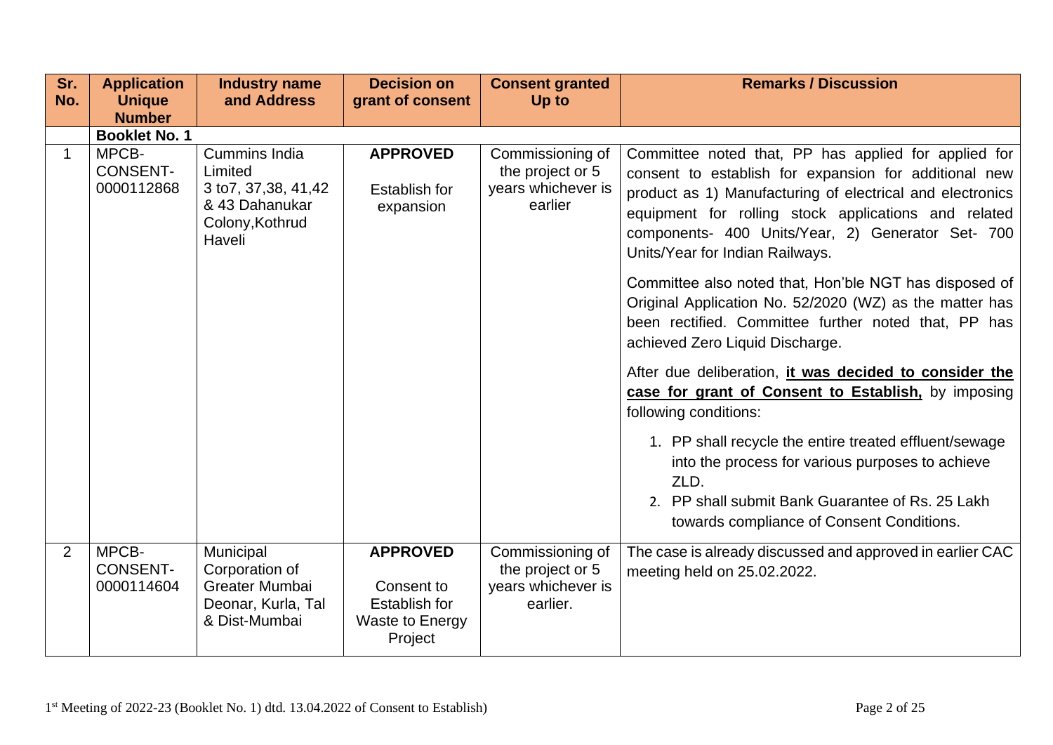| Sr. No. | Application Unique Number | Industry name and Address | Decision on grant of consent | Consent granted Up to | Remarks / Discussion |
|---|---|---|---|---|---|
| | **Booklet No. 1** | | | | |
| 1 | MPCB-CONSENT-0000112868 | Cummins India Limited 3 to7, 37,38, 41,42 & 43 Dahanukar Colony,Kothrud Haveli | **APPROVED** Establish for expansion | Commissioning of the project or 5 years whichever is earlier | Committee noted that, PP has applied for applied for consent to establish for expansion for additional new product as 1) Manufacturing of electrical and electronics equipment for rolling stock applications and related components- 400 Units/Year, 2) Generator Set- 700 Units/Year for Indian Railways.<br><br>Committee also noted that, Hon'ble NGT has disposed of Original Application No. 52/2020 (WZ) as the matter has been rectified. Committee further noted that, PP has achieved Zero Liquid Discharge.<br><br>After due deliberation, **it was decided to consider the case for grant of Consent to Establish,** by imposing following conditions:<br><br>1. PP shall recycle the entire treated effluent/sewage into the process for various purposes to achieve ZLD.<br>2. PP shall submit Bank Guarantee of Rs. 25 Lakh towards compliance of Consent Conditions. |
| 2 | MPCB-CONSENT-0000114604 | Municipal Corporation of Greater Mumbai Deonar, Kurla, Tal & Dist-Mumbai | **APPROVED** Consent to Establish for Waste to Energy Project | Commissioning of the project or 5 years whichever is earlier. | The case is already discussed and approved in earlier CAC meeting held on 25.02.2022. |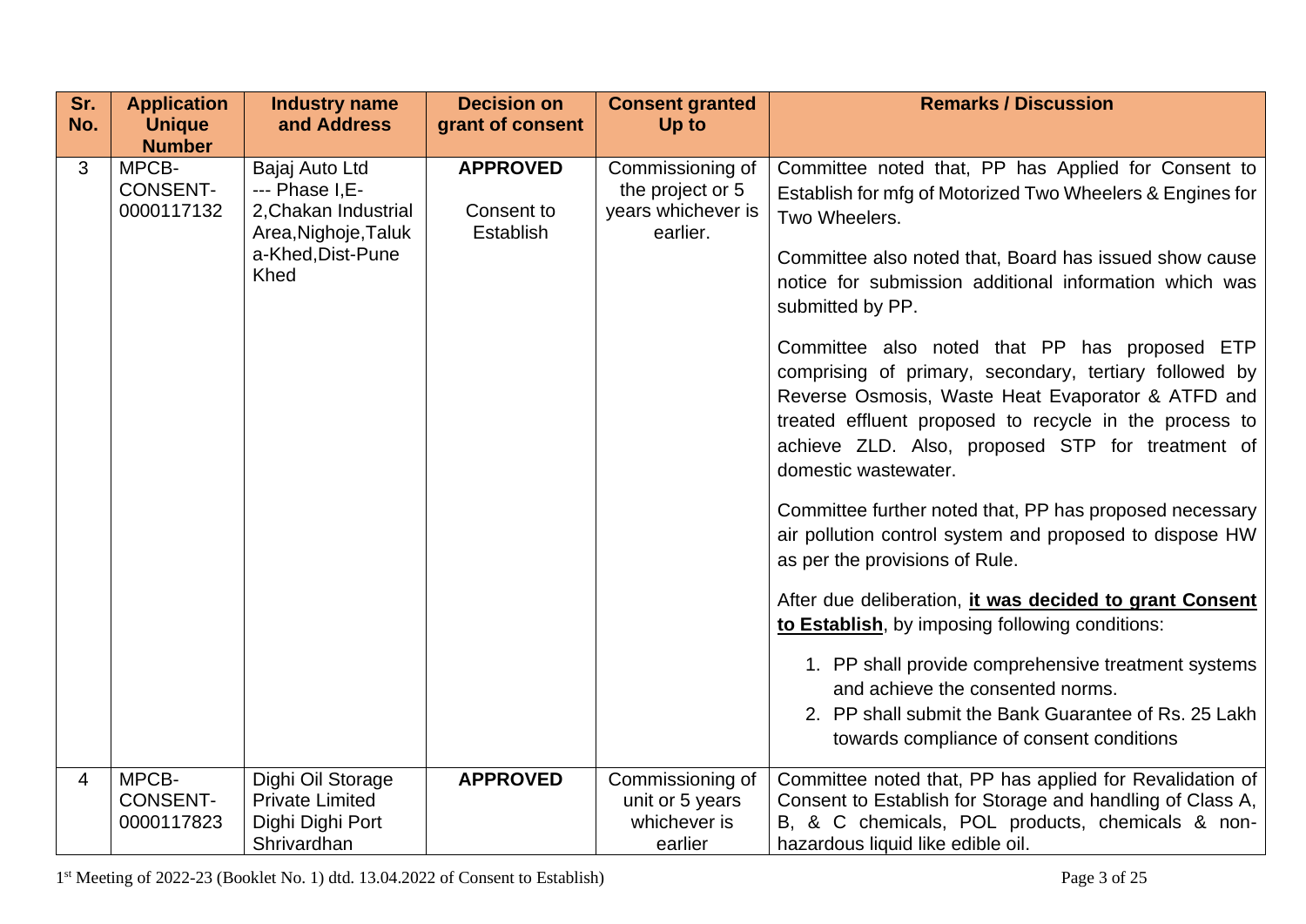| Sr. No. | Application Unique Number | Industry name and Address | Decision on grant of consent | Consent granted Up to | Remarks / Discussion |
|---|---|---|---|---|---|
| 3 | MPCB-CONSENT-0000117132 | Bajaj Auto Ltd --- Phase I,E-2,Chakan Industrial Area,Nighoje,Taluka-Khed,Dist-Pune Khed | **APPROVED** Consent to Establish | Commissioning of the project or 5 years whichever is earlier. | Committee noted that, PP has Applied for Consent to Establish for mfg of Motorized Two Wheelers & Engines for Two Wheelers.<br><br>Committee also noted that, Board has issued show cause notice for submission additional information which was submitted by PP.<br><br>Committee also noted that PP has proposed ETP comprising of primary, secondary, tertiary followed by Reverse Osmosis, Waste Heat Evaporator & ATFD and treated effluent proposed to recycle in the process to achieve ZLD. Also, proposed STP for treatment of domestic wastewater.<br><br>Committee further noted that, PP has proposed necessary air pollution control system and proposed to dispose HW as per the provisions of Rule.<br><br>After due deliberation, **it was decided to grant Consent to Establish**, by imposing following conditions:<br><br>1. PP shall provide comprehensive treatment systems and achieve the consented norms.<br>2. PP shall submit the Bank Guarantee of Rs. 25 Lakh towards compliance of consent conditions |
| 4 | MPCB-CONSENT-0000117823 | Dighi Oil Storage Private Limited Dighi Dighi Port Shrivardhan | **APPROVED** | Commissioning of unit or 5 years whichever is earlier | Committee noted that, PP has applied for Revalidation of Consent to Establish for Storage and handling of Class A, B, & C chemicals, POL products, chemicals & non-hazardous liquid like edible oil. |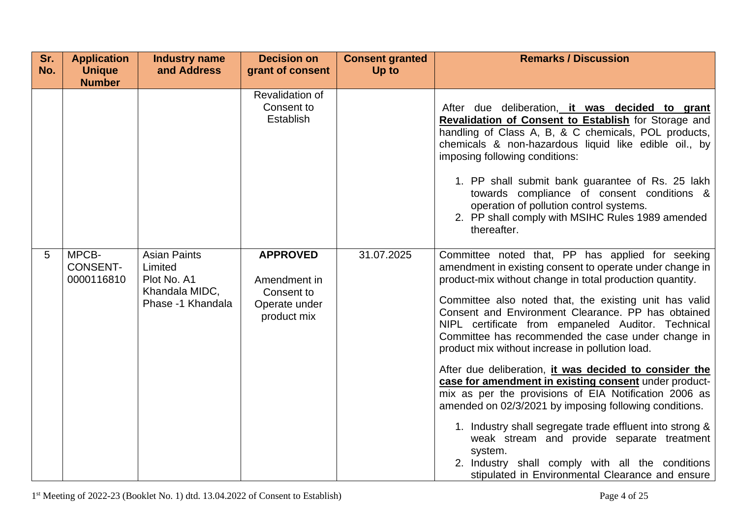| Sr. No. | Application Unique Number | Industry name and Address | Decision on grant of consent | Consent granted Up to | Remarks / Discussion |
|---|---|---|---|---|---|
| | | | Revalidation of Consent to Establish | | After due deliberation, **it was decided to grant Revalidation of Consent to Establish** for Storage and handling of Class A, B, & C chemicals, POL products, chemicals & non-hazardous liquid like edible oil., by imposing following conditions:<br><br>1. PP shall submit bank guarantee of Rs. 25 lakh towards compliance of consent conditions & operation of pollution control systems.<br>2. PP shall comply with MSIHC Rules 1989 amended thereafter. |
| 5 | MPCB-CONSENT-0000116810 | Asian Paints Limited Plot No. A1 Khandala MIDC, Phase -1 Khandala | **APPROVED**<br><br>Amendment in Consent to Operate under product mix | 31.07.2025 | Committee noted that, PP has applied for seeking amendment in existing consent to operate under change in product-mix without change in total production quantity.<br><br>Committee also noted that, the existing unit has valid Consent and Environment Clearance. PP has obtained NIPL certificate from empaneled Auditor. Technical Committee has recommended the case under change in product mix without increase in pollution load.<br><br>After due deliberation, **it was decided to consider the case for amendment in existing consent** under product-mix as per the provisions of EIA Notification 2006 as amended on 02/3/2021 by imposing following conditions.<br><br>1. Industry shall segregate trade effluent into strong & weak stream and provide separate treatment system.<br>2. Industry shall comply with all the conditions stipulated in Environmental Clearance and ensure |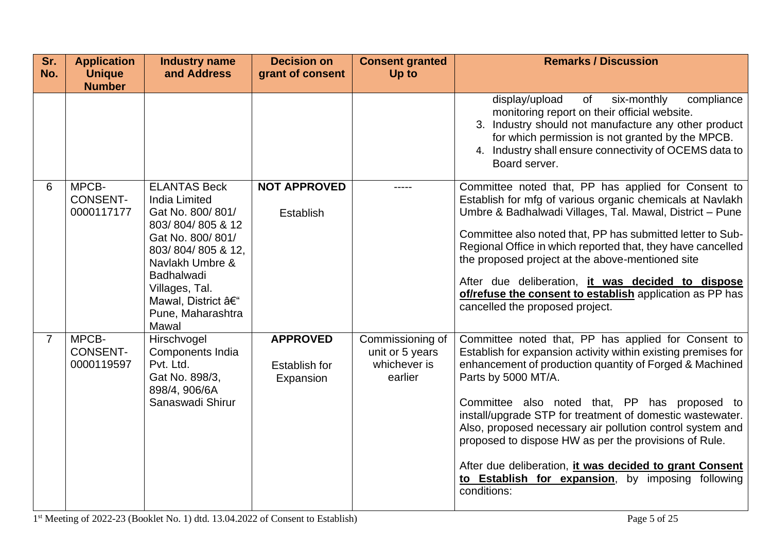| Sr. No. | Application Unique Number | Industry name and Address | Decision on grant of consent | Consent granted Up to | Remarks / Discussion |
|---|---|---|---|---|---|
| | | | | | display/upload of six-monthly compliance monitoring report on their official website.<br>3. Industry should not manufacture any other product for which permission is not granted by the MPCB.<br>4. Industry shall ensure connectivity of OCEMS data to Board server. |
| 6 | MPCB-CONSENT-0000117177 | ELANTAS Beck India Limited Gat No. 800/ 801/ 803/ 804/ 805 & 12 Gat No. 800/ 801/ 803/ 804/ 805 & 12, Navlakh Umbre & Badhalwadi Villages, Tal. Mawal, District â€“ Pune, Maharashtra Mawal | **NOT APPROVED**<br><br>Establish | ----- | Committee noted that, PP has applied for Consent to Establish for mfg of various organic chemicals at Navlakh Umbre & Badhalwadi Villages, Tal. Mawal, District – Pune<br><br>Committee also noted that, PP has submitted letter to Sub-Regional Office in which reported that, they have cancelled the proposed project at the above-mentioned site<br><br>After due deliberation, **it was decided to dispose of/refuse the consent to establish** application as PP has cancelled the proposed project. |
| 7 | MPCB-CONSENT-0000119597 | Hirschvogel Components India Pvt. Ltd. Gat No. 898/3, 898/4, 906/6A Sanaswadi Shirur | **APPROVED**<br><br>Establish for Expansion | Commissioning of unit or 5 years whichever is earlier | Committee noted that, PP has applied for Consent to Establish for expansion activity within existing premises for enhancement of production quantity of Forged & Machined Parts by 5000 MT/A.<br><br>Committee also noted that, PP has proposed to install/upgrade STP for treatment of domestic wastewater. Also, proposed necessary air pollution control system and proposed to dispose HW as per the provisions of Rule.<br><br>After due deliberation, **it was decided to grant Consent to Establish for expansion**, by imposing following conditions: |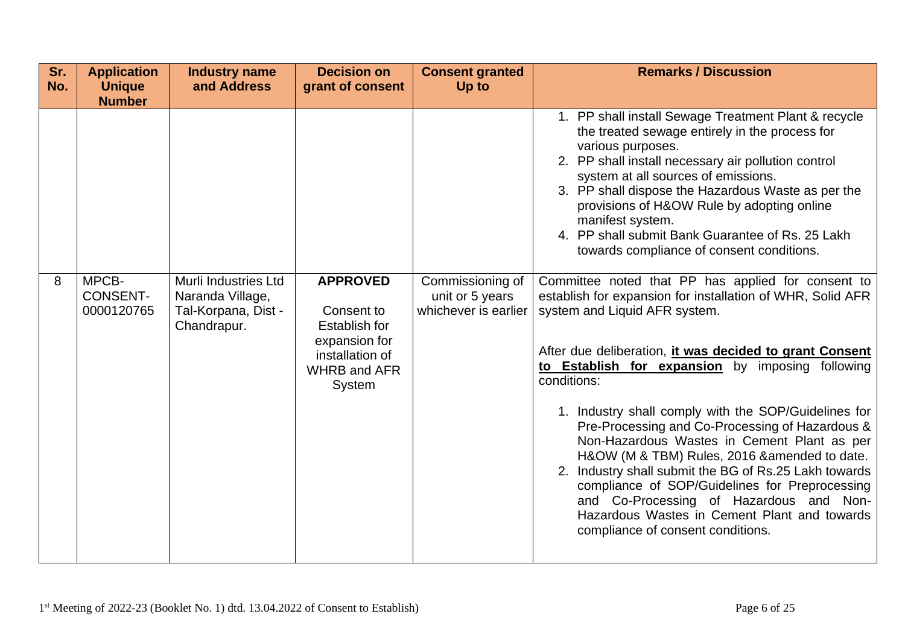| Sr. No. | Application Unique Number | Industry name and Address | Decision on grant of consent | Consent granted Up to | Remarks / Discussion |
|---|---|---|---|---|---|
| | | | | | 1. PP shall install Sewage Treatment Plant & recycle the treated sewage entirely in the process for various purposes.<br>2. PP shall install necessary air pollution control system at all sources of emissions.<br>3. PP shall dispose the Hazardous Waste as per the provisions of H&OW Rule by adopting online manifest system.<br>4. PP shall submit Bank Guarantee of Rs. 25 Lakh towards compliance of consent conditions. |
| 8 | MPCB-CONSENT-0000120765 | Murli Industries Ltd Naranda Village, Tal-Korpana, Dist - Chandrapur. | **APPROVED**<br><br>Consent to Establish for expansion for installation of WHRB and AFR System | Commissioning of unit or 5 years whichever is earlier | Committee noted that PP has applied for consent to establish for expansion for installation of WHR, Solid AFR system and Liquid AFR system.<br><br>After due deliberation, **it was decided to grant Consent to Establish for expansion** by imposing following conditions:<br><br>1. Industry shall comply with the SOP/Guidelines for Pre-Processing and Co-Processing of Hazardous & Non-Hazardous Wastes in Cement Plant as per H&OW (M & TBM) Rules, 2016 &amended to date.<br>2. Industry shall submit the BG of Rs.25 Lakh towards compliance of SOP/Guidelines for Preprocessing and Co-Processing of Hazardous and Non-Hazardous Wastes in Cement Plant and towards compliance of consent conditions. |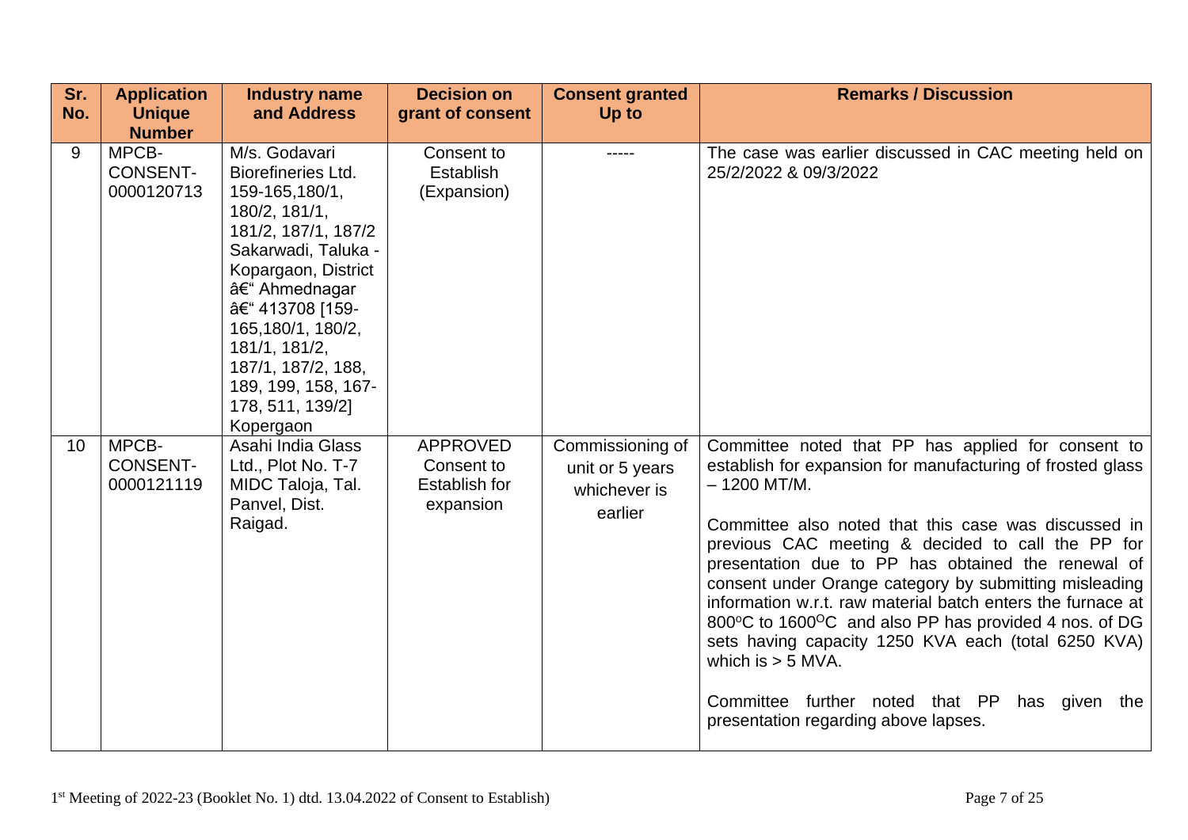| Sr. No. | Application Unique Number | Industry name and Address | Decision on grant of consent | Consent granted Up to | Remarks / Discussion |
|---|---|---|---|---|---|
| 9 | MPCB-CONSENT-0000120713 | M/s. Godavari Biorefineries Ltd. 159-165,180/1, 180/2, 181/1, 181/2, 187/1, 187/2 Sakarwadi, Taluka - Kopargaon, District â€“ Ahmednagar â€“ 413708 [159-165,180/1, 180/2, 181/1, 181/2, 187/1, 187/2, 188, 189, 199, 158, 167-178, 511, 139/2] Kopergaon | Consent to Establish (Expansion) | ----- | The case was earlier discussed in CAC meeting held on 25/2/2022 & 09/3/2022 |
| 10 | MPCB-CONSENT-0000121119 | Asahi India Glass Ltd., Plot No. T-7 MIDC Taloja, Tal. Panvel, Dist. Raigad. | APPROVED Consent to Establish for expansion | Commissioning of unit or 5 years whichever is earlier | Committee noted that PP has applied for consent to establish for expansion for manufacturing of frosted glass – 1200 MT/M.<br><br>Committee also noted that this case was discussed in previous CAC meeting & decided to call the PP for presentation due to PP has obtained the renewal of consent under Orange category by submitting misleading information w.r.t. raw material batch enters the furnace at 800°C to 1600°C and also PP has provided 4 nos. of DG sets having capacity 1250 KVA each (total 6250 KVA) which is > 5 MVA.<br><br>Committee further noted that PP has given the presentation regarding above lapses. |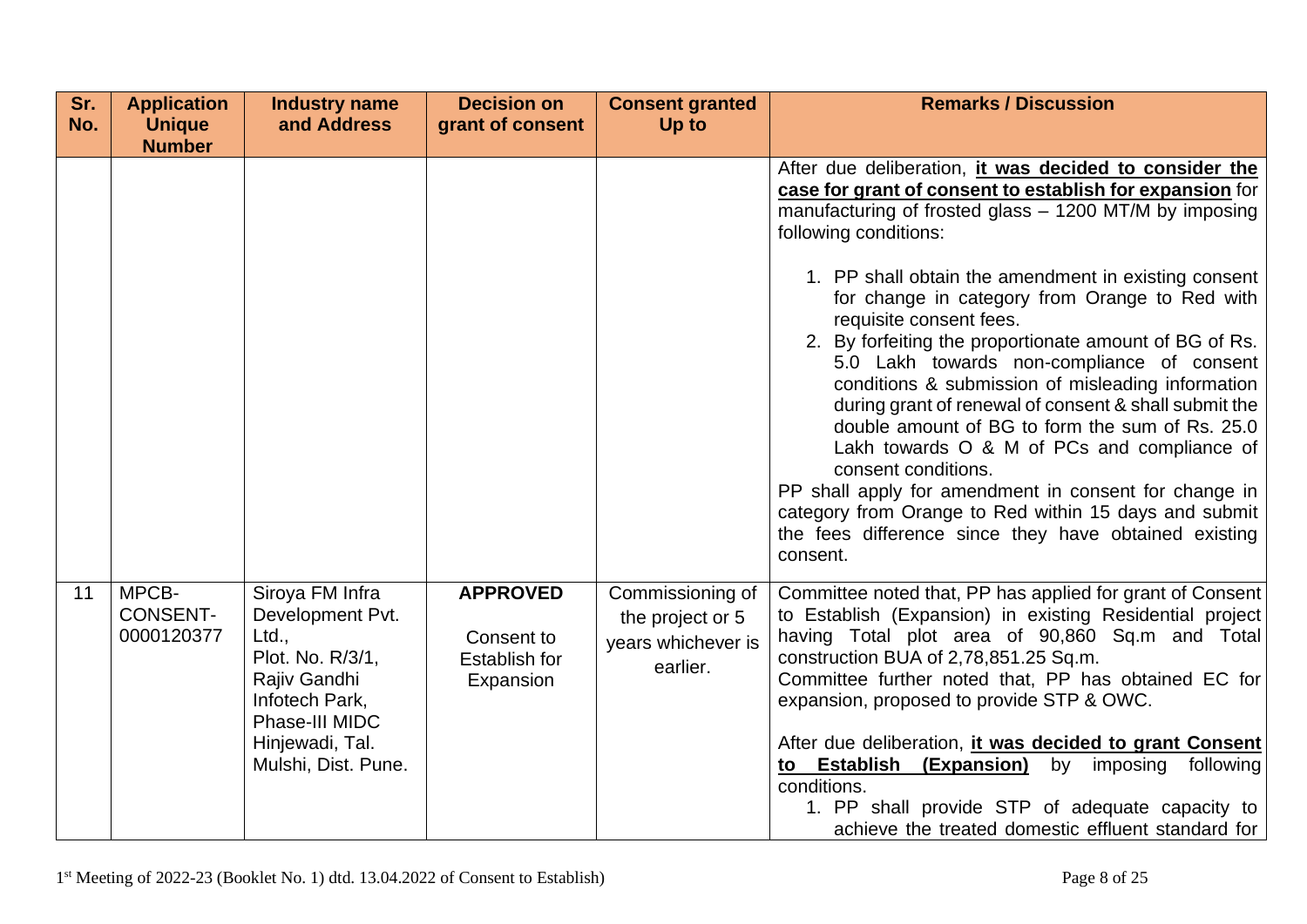| Sr. No. | Application Unique Number | Industry name and Address | Decision on grant of consent | Consent granted Up to | Remarks / Discussion |
|---|---|---|---|---|---|
| | | | | | After due deliberation, **it was decided to consider the case for grant of consent to establish for expansion** for manufacturing of frosted glass – 1200 MT/M by imposing following conditions:<br><br>1. PP shall obtain the amendment in existing consent for change in category from Orange to Red with requisite consent fees.<br>2. By forfeiting the proportionate amount of BG of Rs. 5.0 Lakh towards non-compliance of consent conditions & submission of misleading information during grant of renewal of consent & shall submit the double amount of BG to form the sum of Rs. 25.0 Lakh towards O & M of PCs and compliance of consent conditions.<br><br>PP shall apply for amendment in consent for change in category from Orange to Red within 15 days and submit the fees difference since they have obtained existing consent. |
| 11 | MPCB-CONSENT-0000120377 | Siroya FM Infra Development Pvt. Ltd., Plot. No. R/3/1, Rajiv Gandhi Infotech Park, Phase-III MIDC Hinjewadi, Tal. Mulshi, Dist. Pune. | **APPROVED**<br><br>Consent to Establish for Expansion | Commissioning of the project or 5 years whichever is earlier. | Committee noted that, PP has applied for grant of Consent to Establish (Expansion) in existing Residential project having Total plot area of 90,860 Sq.m and Total construction BUA of 2,78,851.25 Sq.m.<br>Committee further noted that, PP has obtained EC for expansion, proposed to provide STP & OWC.<br><br>After due deliberation, **it was decided to grant Consent to Establish (Expansion)** by imposing following conditions.<br>1. PP shall provide STP of adequate capacity to achieve the treated domestic effluent standard for |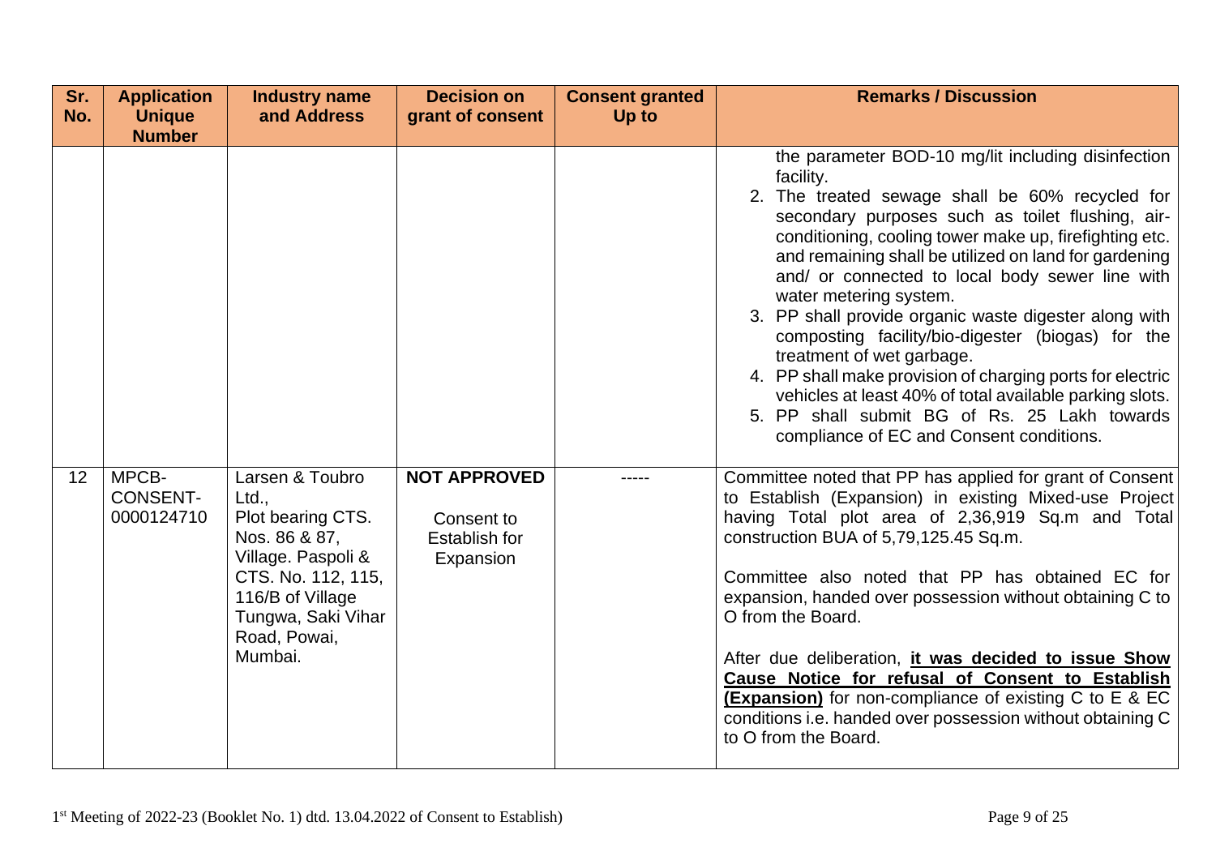| Sr. No. | Application Unique Number | Industry name and Address | Decision on grant of consent | Consent granted Up to | Remarks / Discussion |
|---|---|---|---|---|---|
| | | | | | the parameter BOD-10 mg/lit including disinfection facility.<br>2. The treated sewage shall be 60% recycled for secondary purposes such as toilet flushing, air-conditioning, cooling tower make up, firefighting etc. and remaining shall be utilized on land for gardening and/ or connected to local body sewer line with water metering system.<br>3. PP shall provide organic waste digester along with composting facility/bio-digester (biogas) for the treatment of wet garbage.<br>4. PP shall make provision of charging ports for electric vehicles at least 40% of total available parking slots.<br>5. PP shall submit BG of Rs. 25 Lakh towards compliance of EC and Consent conditions. |
| 12 | MPCB-CONSENT-0000124710 | Larsen & Toubro Ltd., Plot bearing CTS. Nos. 86 & 87, Village. Paspoli & CTS. No. 112, 115, 116/B of Village Tungwa, Saki Vihar Road, Powai, Mumbai. | **NOT APPROVED**<br><br>Consent to Establish for Expansion | ----- | Committee noted that PP has applied for grant of Consent to Establish (Expansion) in existing Mixed-use Project having Total plot area of 2,36,919 Sq.m and Total construction BUA of 5,79,125.45 Sq.m.<br><br>Committee also noted that PP has obtained EC for expansion, handed over possession without obtaining C to O from the Board.<br><br>After due deliberation, **it was decided to issue Show Cause Notice for refusal of Consent to Establish (Expansion)** for non-compliance of existing C to E & EC conditions i.e. handed over possession without obtaining C to O from the Board. |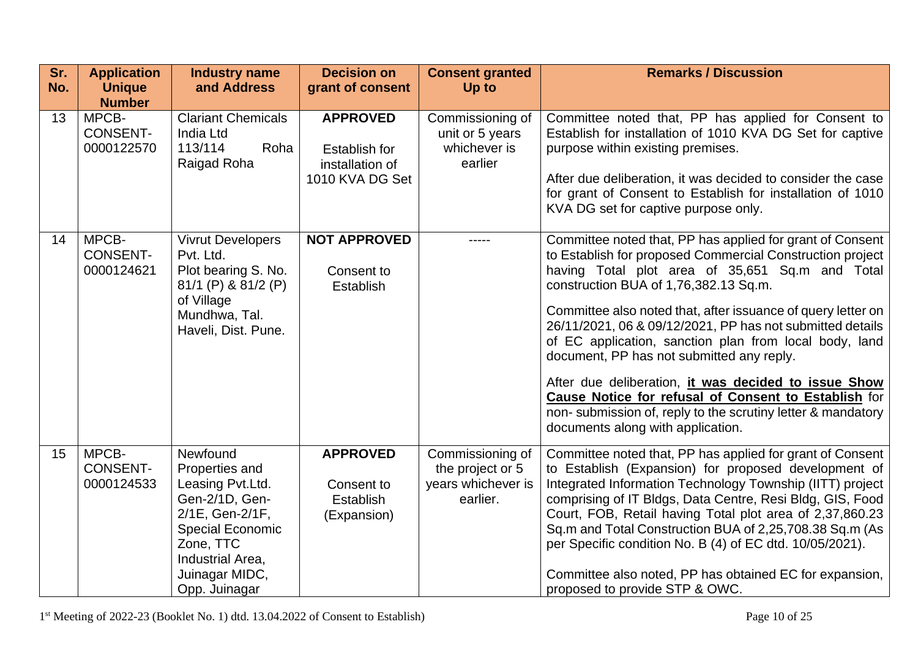| Sr. No. | Application Unique Number | Industry name and Address | Decision on grant of consent | Consent granted Up to | Remarks / Discussion |
|---|---|---|---|---|---|
| 13 | MPCB-CONSENT-0000122570 | Clariant Chemicals India Ltd 113/114 Roha Raigad Roha | **APPROVED**<br><br>Establish for installation of 1010 KVA DG Set | Commissioning of unit or 5 years whichever is earlier | Committee noted that, PP has applied for Consent to Establish for installation of 1010 KVA DG Set for captive purpose within existing premises.<br><br>After due deliberation, it was decided to consider the case for grant of Consent to Establish for installation of 1010 KVA DG set for captive purpose only. |
| 14 | MPCB-CONSENT-0000124621 | Vivrut Developers Pvt. Ltd. Plot bearing S. No. 81/1 (P) & 81/2 (P) of Village Mundhwa, Tal. Haveli, Dist. Pune. | **NOT APPROVED**<br><br>Consent to Establish | ----- | Committee noted that, PP has applied for grant of Consent to Establish for proposed Commercial Construction project having Total plot area of 35,651 Sq.m and Total construction BUA of 1,76,382.13 Sq.m.<br><br>Committee also noted that, after issuance of query letter on 26/11/2021, 06 & 09/12/2021, PP has not submitted details of EC application, sanction plan from local body, land document, PP has not submitted any reply.<br><br>After due deliberation, **it was decided to issue Show Cause Notice for refusal of Consent to Establish** for non- submission of, reply to the scrutiny letter & mandatory documents along with application. |
| 15 | MPCB-CONSENT-0000124533 | Newfound Properties and Leasing Pvt.Ltd. Gen-2/1D, Gen-2/1E, Gen-2/1F, Special Economic Zone, TTC Industrial Area, Juinagar MIDC, Opp. Juinagar | **APPROVED**<br><br>Consent to Establish (Expansion) | Commissioning of the project or 5 years whichever is earlier. | Committee noted that, PP has applied for grant of Consent to Establish (Expansion) for proposed development of Integrated Information Technology Township (IITT) project comprising of IT Bldgs, Data Centre, Resi Bldg, GIS, Food Court, FOB, Retail having Total plot area of 2,37,860.23 Sq.m and Total Construction BUA of 2,25,708.38 Sq.m (As per Specific condition No. B (4) of EC dtd. 10/05/2021).<br><br>Committee also noted, PP has obtained EC for expansion, proposed to provide STP & OWC. |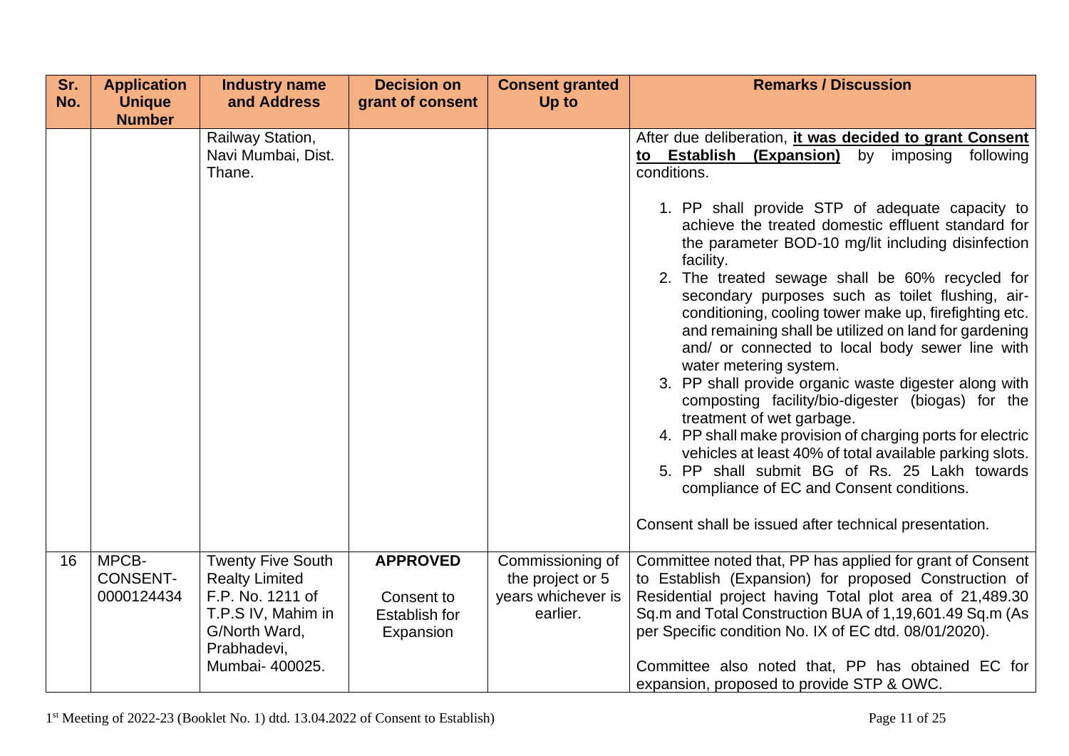| Sr. No. | Application Unique Number | Industry name and Address | Decision on grant of consent | Consent granted Up to | Remarks / Discussion |
|---|---|---|---|---|---|
| | | Railway Station, Navi Mumbai, Dist. Thane. | | | After due deliberation, **it was decided to grant Consent to Establish (Expansion)** by imposing following conditions.<br><br>1. PP shall provide STP of adequate capacity to achieve the treated domestic effluent standard for the parameter BOD-10 mg/lit including disinfection facility.<br>2. The treated sewage shall be 60% recycled for secondary purposes such as toilet flushing, air-conditioning, cooling tower make up, firefighting etc. and remaining shall be utilized on land for gardening and/ or connected to local body sewer line with water metering system.<br>3. PP shall provide organic waste digester along with composting facility/bio-digester (biogas) for the treatment of wet garbage.<br>4. PP shall make provision of charging ports for electric vehicles at least 40% of total available parking slots.<br>5. PP shall submit BG of Rs. 25 Lakh towards compliance of EC and Consent conditions.<br><br>Consent shall be issued after technical presentation. |
| 16 | MPCB-CONSENT-0000124434 | Twenty Five South Realty Limited F.P. No. 1211 of T.P.S IV, Mahim in G/North Ward, Prabhadevi, Mumbai- 400025. | **APPROVED**<br><br>Consent to Establish for Expansion | Commissioning of the project or 5 years whichever is earlier. | Committee noted that, PP has applied for grant of Consent to Establish (Expansion) for proposed Construction of Residential project having Total plot area of 21,489.30 Sq.m and Total Construction BUA of 1,19,601.49 Sq.m (As per Specific condition No. IX of EC dtd. 08/01/2020).<br><br>Committee also noted that, PP has obtained EC for expansion, proposed to provide STP & OWC. |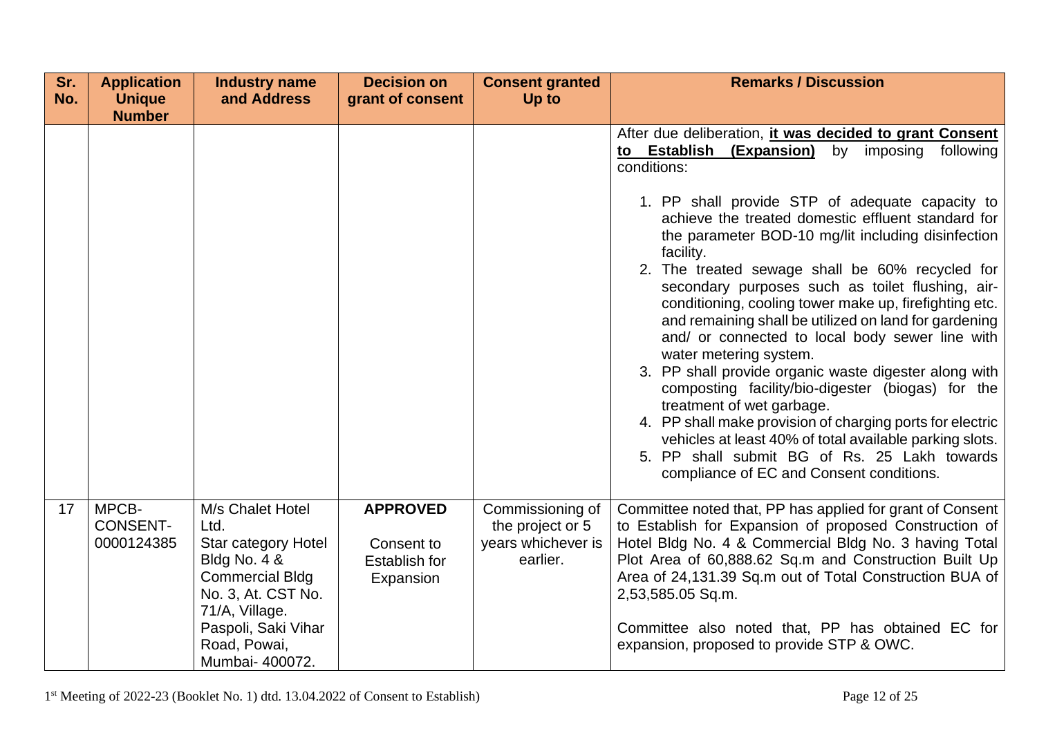| Sr. No. | Application Unique Number | Industry name and Address | Decision on grant of consent | Consent granted Up to | Remarks / Discussion |
|---|---|---|---|---|---|
| | | | | | After due deliberation, **it was decided to grant Consent to Establish (Expansion)** by imposing following conditions:<br><br>1. PP shall provide STP of adequate capacity to achieve the treated domestic effluent standard for the parameter BOD-10 mg/lit including disinfection facility.<br>2. The treated sewage shall be 60% recycled for secondary purposes such as toilet flushing, air-conditioning, cooling tower make up, firefighting etc. and remaining shall be utilized on land for gardening and/ or connected to local body sewer line with water metering system.<br>3. PP shall provide organic waste digester along with composting facility/bio-digester (biogas) for the treatment of wet garbage.<br>4. PP shall make provision of charging ports for electric vehicles at least 40% of total available parking slots.<br>5. PP shall submit BG of Rs. 25 Lakh towards compliance of EC and Consent conditions. |
| 17 | MPCB-CONSENT-0000124385 | M/s Chalet Hotel Ltd.<br>Star category Hotel Bldg No. 4 & Commercial Bldg No. 3, At. CST No. 71/A, Village. Paspoli, Saki Vihar Road, Powai, Mumbai- 400072. | **APPROVED**<br><br>Consent to Establish for Expansion | Commissioning of the project or 5 years whichever is earlier. | Committee noted that, PP has applied for grant of Consent to Establish for Expansion of proposed Construction of Hotel Bldg No. 4 & Commercial Bldg No. 3 having Total Plot Area of 60,888.62 Sq.m and Construction Built Up Area of 24,131.39 Sq.m out of Total Construction BUA of 2,53,585.05 Sq.m.<br><br>Committee also noted that, PP has obtained EC for expansion, proposed to provide STP & OWC. |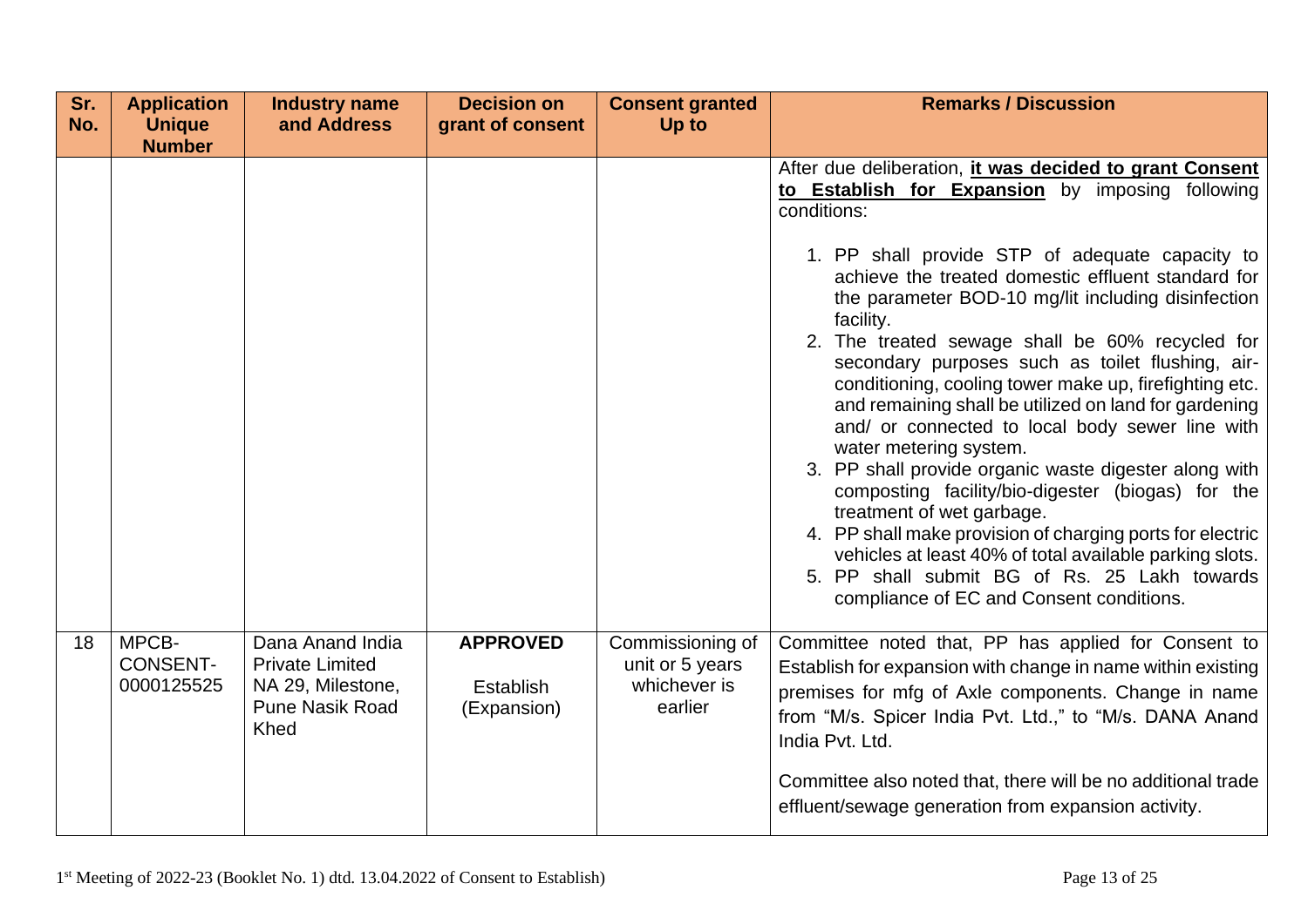| Sr. No. | Application Unique Number | Industry name and Address | Decision on grant of consent | Consent granted Up to | Remarks / Discussion |
|---|---|---|---|---|---|
| | | | | | After due deliberation, **it was decided to grant Consent to Establish for Expansion** by imposing following conditions:<br><br>1. PP shall provide STP of adequate capacity to achieve the treated domestic effluent standard for the parameter BOD-10 mg/lit including disinfection facility.<br>2. The treated sewage shall be 60% recycled for secondary purposes such as toilet flushing, air-conditioning, cooling tower make up, firefighting etc. and remaining shall be utilized on land for gardening and/ or connected to local body sewer line with water metering system.<br>3. PP shall provide organic waste digester along with composting facility/bio-digester (biogas) for the treatment of wet garbage.<br>4. PP shall make provision of charging ports for electric vehicles at least 40% of total available parking slots.<br>5. PP shall submit BG of Rs. 25 Lakh towards compliance of EC and Consent conditions. |
| 18 | MPCB-CONSENT-0000125525 | Dana Anand India Private Limited NA 29, Milestone, Pune Nasik Road Khed | **APPROVED**<br><br>Establish (Expansion) | Commissioning of unit or 5 years whichever is earlier | Committee noted that, PP has applied for Consent to Establish for expansion with change in name within existing premises for mfg of Axle components. Change in name from "M/s. Spicer India Pvt. Ltd.," to "M/s. DANA Anand India Pvt. Ltd.<br><br>Committee also noted that, there will be no additional trade effluent/sewage generation from expansion activity. |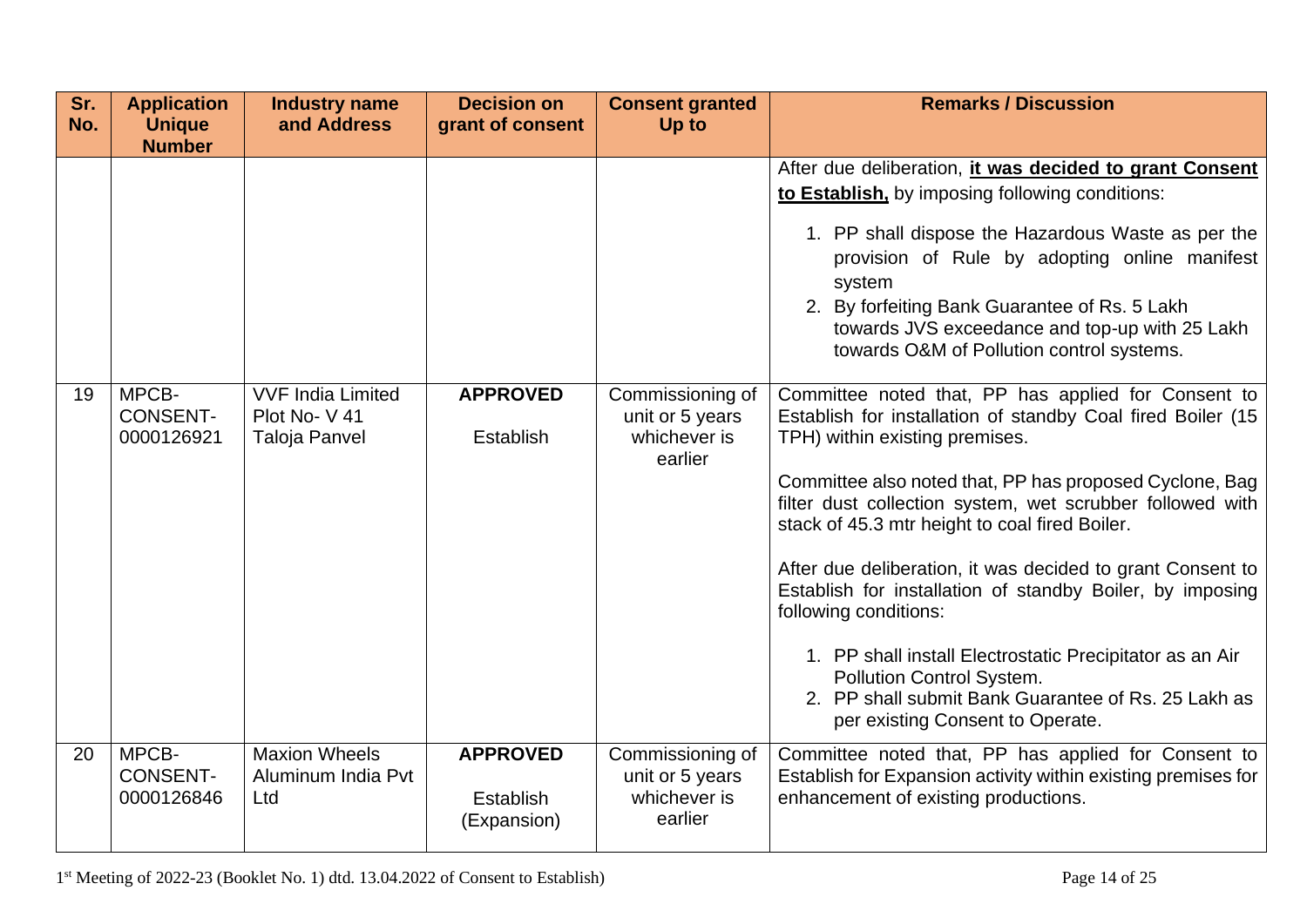| Sr. No. | Application Unique Number | Industry name and Address | Decision on grant of consent | Consent granted Up to | Remarks / Discussion |
|---|---|---|---|---|---|
| | | | | | After due deliberation, **it was decided to grant Consent to Establish,** by imposing following conditions:<br><br>1. PP shall dispose the Hazardous Waste as per the provision of Rule by adopting online manifest system<br>2. By forfeiting Bank Guarantee of Rs. 5 Lakh towards JVS exceedance and top-up with 25 Lakh towards O&M of Pollution control systems. |
| 19 | MPCB-CONSENT-0000126921 | VVF India Limited Plot No- V 41 Taloja Panvel | **APPROVED**<br><br>Establish | Commissioning of unit or 5 years whichever is earlier | Committee noted that, PP has applied for Consent to Establish for installation of standby Coal fired Boiler (15 TPH) within existing premises.<br><br>Committee also noted that, PP has proposed Cyclone, Bag filter dust collection system, wet scrubber followed with stack of 45.3 mtr height to coal fired Boiler.<br><br>After due deliberation, it was decided to grant Consent to Establish for installation of standby Boiler, by imposing following conditions:<br><br>1. PP shall install Electrostatic Precipitator as an Air Pollution Control System.<br>2. PP shall submit Bank Guarantee of Rs. 25 Lakh as per existing Consent to Operate. |
| 20 | MPCB-CONSENT-0000126846 | Maxion Wheels Aluminum India Pvt Ltd | **APPROVED**<br><br>Establish (Expansion) | Commissioning of unit or 5 years whichever is earlier | Committee noted that, PP has applied for Consent to Establish for Expansion activity within existing premises for enhancement of existing productions. |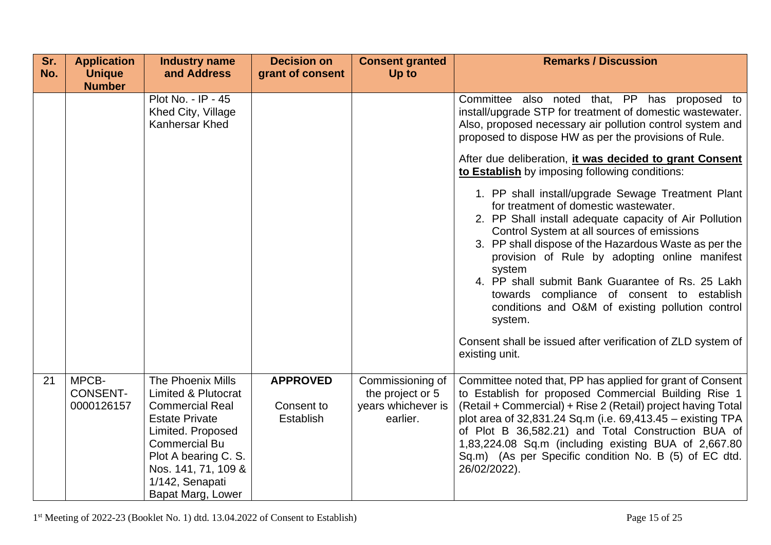| Sr. No. | Application Unique Number | Industry name and Address | Decision on grant of consent | Consent granted Up to | Remarks / Discussion |
|---|---|---|---|---|---|
| | | Plot No. - IP - 45 Khed City, Village Kanhersar Khed | | | Committee also noted that, PP has proposed to install/upgrade STP for treatment of domestic wastewater. Also, proposed necessary air pollution control system and proposed to dispose HW as per the provisions of Rule.<br><br>After due deliberation, **<u>it was decided to grant Consent to Establish</u>** by imposing following conditions:<br><br>1. PP shall install/upgrade Sewage Treatment Plant for treatment of domestic wastewater.<br>2. PP Shall install adequate capacity of Air Pollution Control System at all sources of emissions<br>3. PP shall dispose of the Hazardous Waste as per the provision of Rule by adopting online manifest system<br>4. PP shall submit Bank Guarantee of Rs. 25 Lakh towards compliance of consent to establish conditions and O&M of existing pollution control system.<br><br>Consent shall be issued after verification of ZLD system of existing unit. |
| 21 | MPCB-CONSENT-0000126157 | The Phoenix Mills Limited & Plutocrat Commercial Real Estate Private Limited. Proposed Commercial Bu Plot A bearing C. S. Nos. 141, 71, 109 & 1/142, Senapati Bapat Marg, Lower | **APPROVED**<br><br>Consent to Establish | Commissioning of the project or 5 years whichever is earlier. | Committee noted that, PP has applied for grant of Consent to Establish for proposed Commercial Building Rise 1 (Retail + Commercial) + Rise 2 (Retail) project having Total plot area of 32,831.24 Sq.m (i.e. 69,413.45 – existing TPA of Plot B 36,582.21) and Total Construction BUA of 1,83,224.08 Sq.m (including existing BUA of 2,667.80 Sq.m) (As per Specific condition No. B (5) of EC dtd. 26/02/2022). |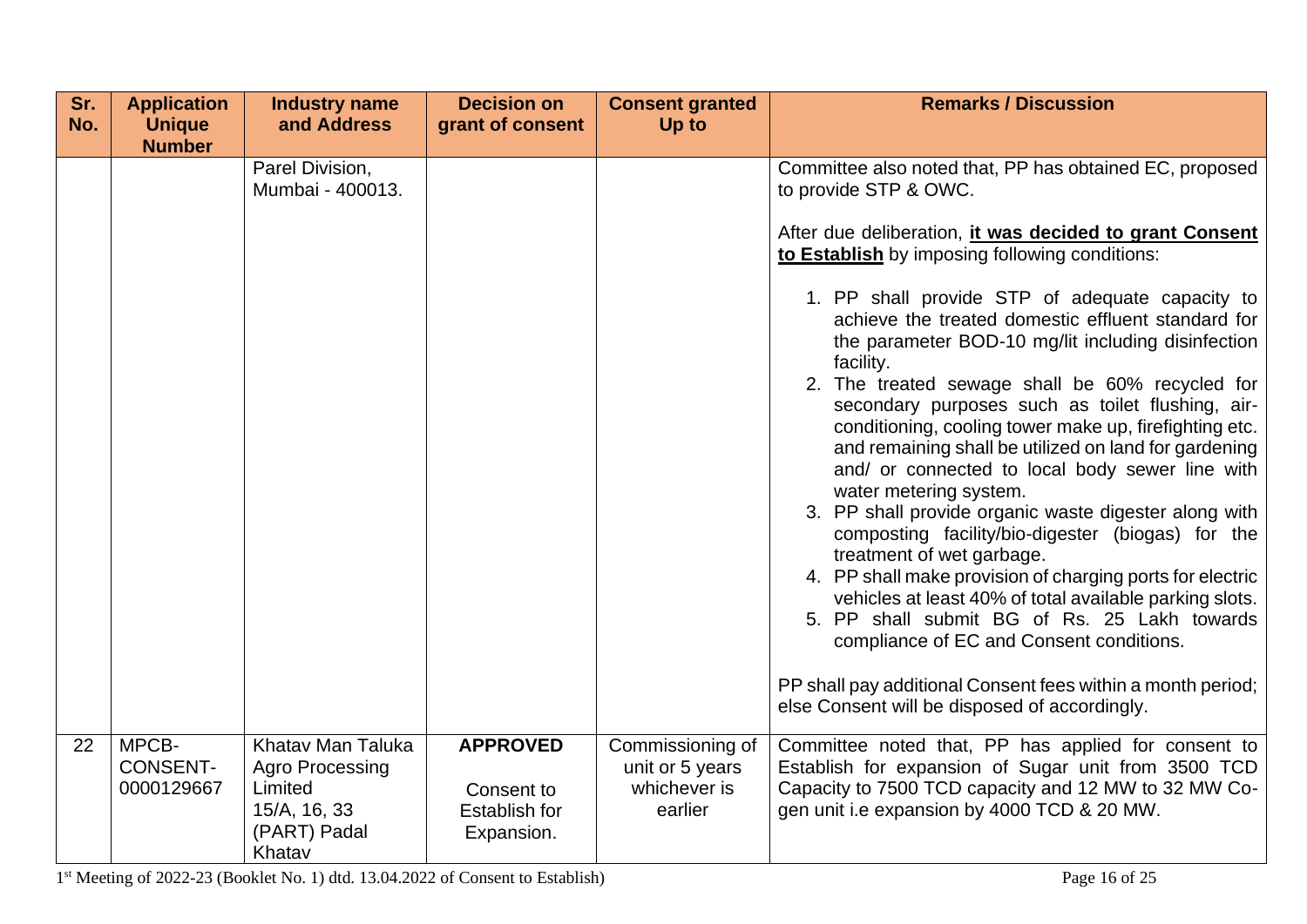| Sr. No. | Application Unique Number | Industry name and Address | Decision on grant of consent | Consent granted Up to | Remarks / Discussion |
|---|---|---|---|---|---|
| | | Parel Division, Mumbai - 400013. | | | Committee also noted that, PP has obtained EC, proposed to provide STP & OWC.<br><br>After due deliberation, **it was decided to grant Consent to Establish** by imposing following conditions:<br><br>1. PP shall provide STP of adequate capacity to achieve the treated domestic effluent standard for the parameter BOD-10 mg/lit including disinfection facility.<br>2. The treated sewage shall be 60% recycled for secondary purposes such as toilet flushing, air-conditioning, cooling tower make up, firefighting etc. and remaining shall be utilized on land for gardening and/ or connected to local body sewer line with water metering system.<br>3. PP shall provide organic waste digester along with composting facility/bio-digester (biogas) for the treatment of wet garbage.<br>4. PP shall make provision of charging ports for electric vehicles at least 40% of total available parking slots.<br>5. PP shall submit BG of Rs. 25 Lakh towards compliance of EC and Consent conditions.<br><br>PP shall pay additional Consent fees within a month period; else Consent will be disposed of accordingly. |
| 22 | MPCB-CONSENT-0000129667 | Khatav Man Taluka Agro Processing Limited 15/A, 16, 33 (PART) Padal Khatav | **APPROVED**<br><br>Consent to Establish for Expansion. | Commissioning of unit or 5 years whichever is earlier | Committee noted that, PP has applied for consent to Establish for expansion of Sugar unit from 3500 TCD Capacity to 7500 TCD capacity and 12 MW to 32 MW Co-gen unit i.e expansion by 4000 TCD & 20 MW. |

1st Meeting of 2022-23 (Booklet No. 1) dtd. 13.04.2022 of Consent to Establish)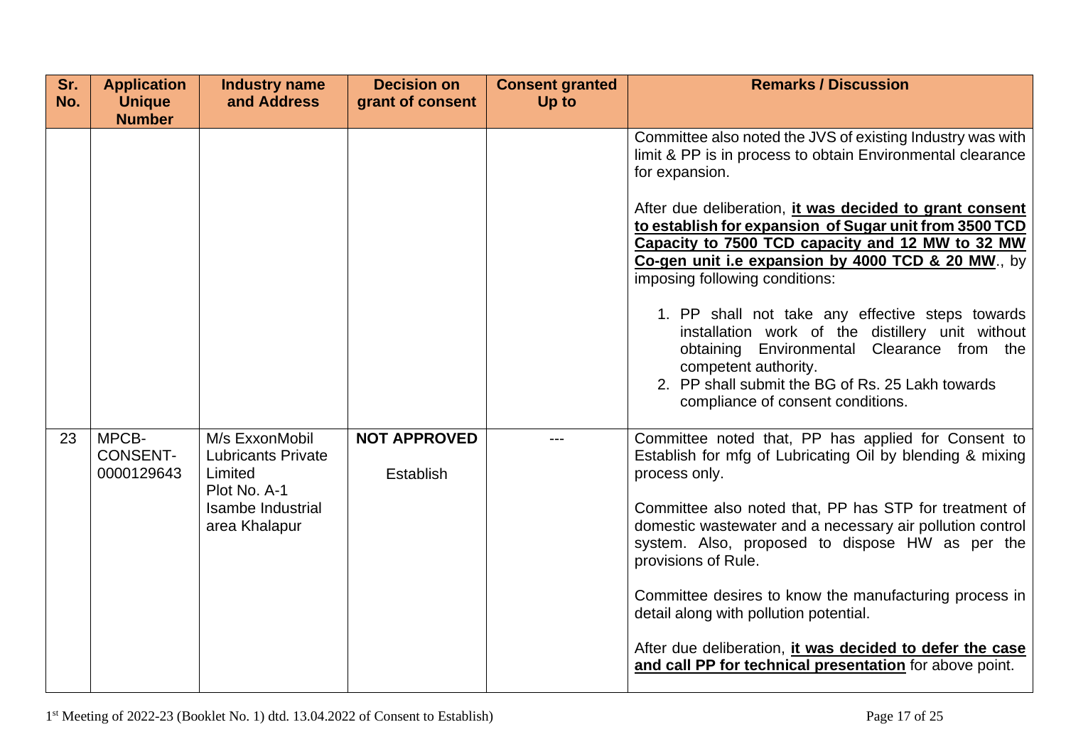| Sr. No. | Application Unique Number | Industry name and Address | Decision on grant of consent | Consent granted Up to | Remarks / Discussion |
|---|---|---|---|---|---|
| | | | | | Committee also noted the JVS of existing Industry was with limit & PP is in process to obtain Environmental clearance for expansion.<br><br>After due deliberation, **<u>it was decided to grant consent to establish for expansion of Sugar unit from 3500 TCD Capacity to 7500 TCD capacity and 12 MW to 32 MW Co-gen unit i.e expansion by 4000 TCD & 20 MW</u>**., by imposing following conditions:<br><br>1. PP shall not take any effective steps towards installation work of the distillery unit without obtaining Environmental Clearance from the competent authority.<br>2. PP shall submit the BG of Rs. 25 Lakh towards compliance of consent conditions. |
| 23 | MPCB-CONSENT-0000129643 | M/s ExxonMobil Lubricants Private Limited<br>Plot No. A-1<br>Isambe Industrial area Khalapur | **NOT APPROVED**<br><br>Establish | --- | Committee noted that, PP has applied for Consent to Establish for mfg of Lubricating Oil by blending & mixing process only.<br><br>Committee also noted that, PP has STP for treatment of domestic wastewater and a necessary air pollution control system. Also, proposed to dispose HW as per the provisions of Rule.<br><br>Committee desires to know the manufacturing process in detail along with pollution potential.<br><br>After due deliberation, **<u>it was decided to defer the case and call PP for technical presentation</u>** for above point. |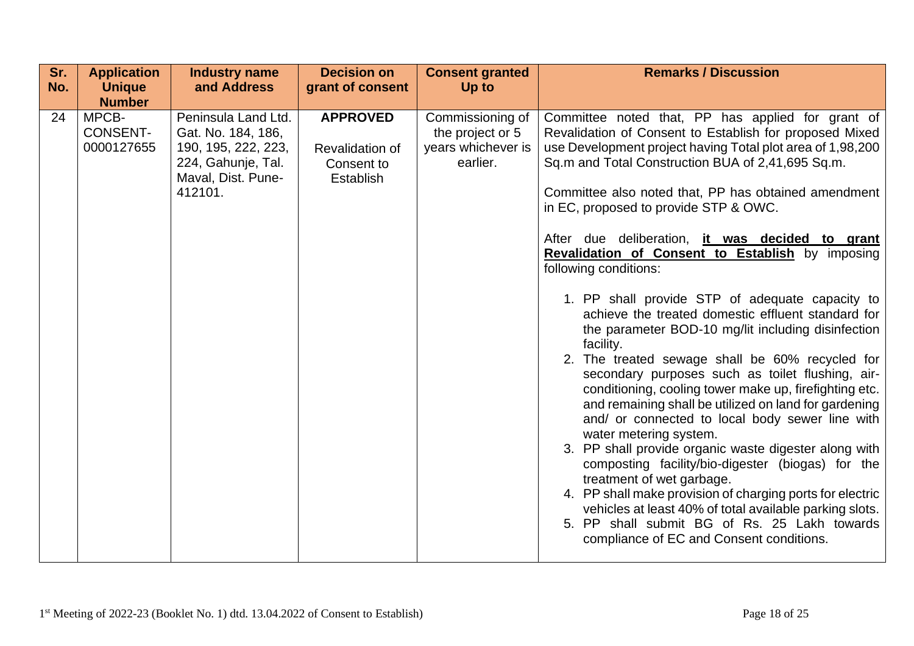| Sr. No. | Application Unique Number | Industry name and Address | Decision on grant of consent | Consent granted Up to | Remarks / Discussion |
|---|---|---|---|---|---|
| 24 | MPCB-CONSENT-0000127655 | Peninsula Land Ltd. Gat. No. 184, 186, 190, 195, 222, 223, 224, Gahunje, Tal. Maval, Dist. Pune-412101. | **APPROVED**<br><br>Revalidation of Consent to Establish | Commissioning of the project or 5 years whichever is earlier. | Committee noted that, PP has applied for grant of Revalidation of Consent to Establish for proposed Mixed use Development project having Total plot area of 1,98,200 Sq.m and Total Construction BUA of 2,41,695 Sq.m.<br><br>Committee also noted that, PP has obtained amendment in EC, proposed to provide STP & OWC.<br><br>After due deliberation, **it was decided to grant Revalidation of Consent to Establish** by imposing following conditions:<br><br>1. PP shall provide STP of adequate capacity to achieve the treated domestic effluent standard for the parameter BOD-10 mg/lit including disinfection facility.<br>2. The treated sewage shall be 60% recycled for secondary purposes such as toilet flushing, air-conditioning, cooling tower make up, firefighting etc. and remaining shall be utilized on land for gardening and/ or connected to local body sewer line with water metering system.<br>3. PP shall provide organic waste digester along with composting facility/bio-digester (biogas) for the treatment of wet garbage.<br>4. PP shall make provision of charging ports for electric vehicles at least 40% of total available parking slots.<br>5. PP shall submit BG of Rs. 25 Lakh towards compliance of EC and Consent conditions. |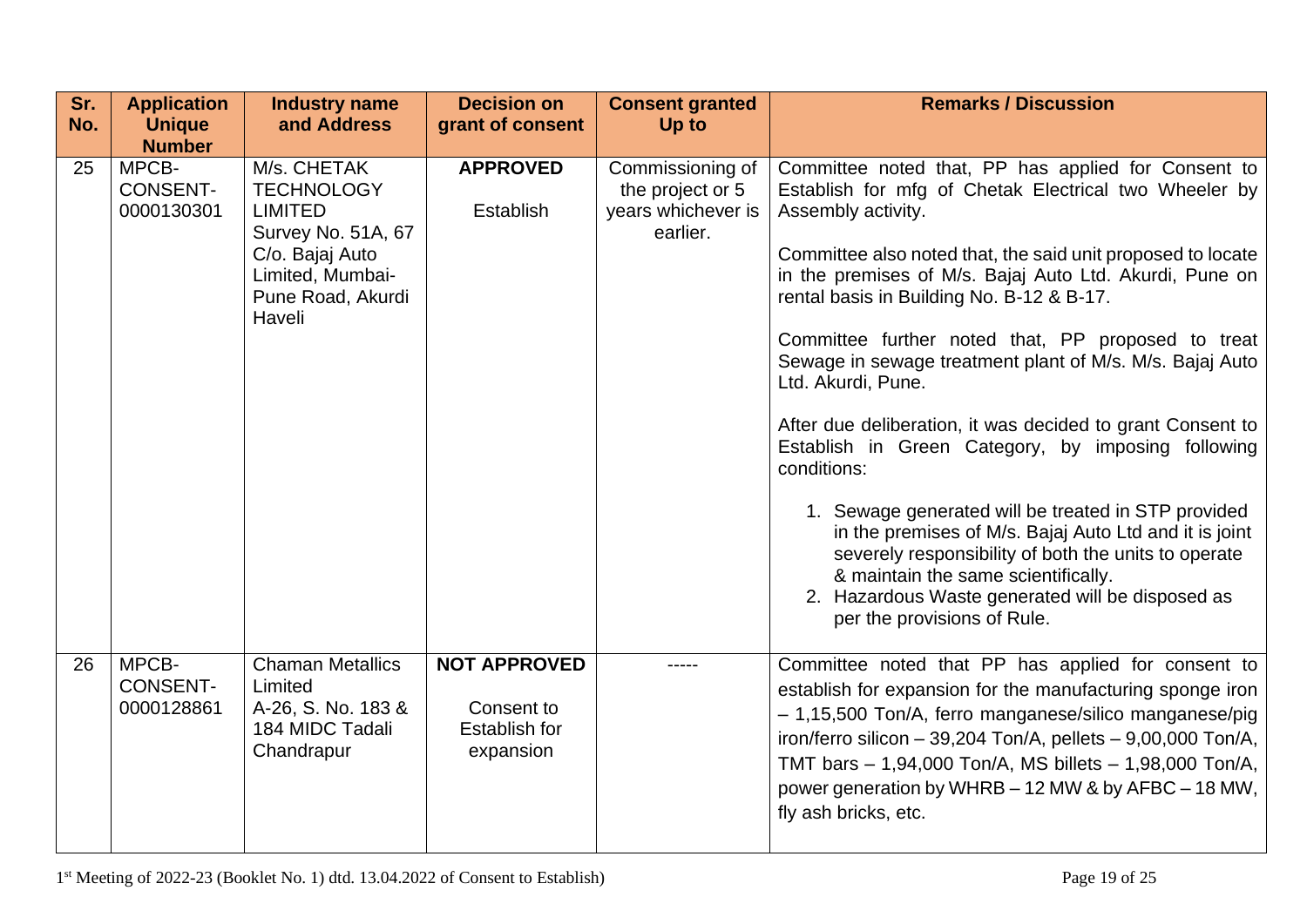| Sr. No. | Application Unique Number | Industry name and Address | Decision on grant of consent | Consent granted Up to | Remarks / Discussion |
|---|---|---|---|---|---|
| 25 | MPCB-CONSENT-0000130301 | M/s. CHETAK TECHNOLOGY LIMITED Survey No. 51A, 67 C/o. Bajaj Auto Limited, Mumbai-Pune Road, Akurdi Haveli | **APPROVED** Establish | Commissioning of the project or 5 years whichever is earlier. | Committee noted that, PP has applied for Consent to Establish for mfg of Chetak Electrical two Wheeler by Assembly activity.<br><br>Committee also noted that, the said unit proposed to locate in the premises of M/s. Bajaj Auto Ltd. Akurdi, Pune on rental basis in Building No. B-12 & B-17.<br><br>Committee further noted that, PP proposed to treat Sewage in sewage treatment plant of M/s. M/s. Bajaj Auto Ltd. Akurdi, Pune.<br><br>After due deliberation, it was decided to grant Consent to Establish in Green Category, by imposing following conditions:<br><br>1. Sewage generated will be treated in STP provided in the premises of M/s. Bajaj Auto Ltd and it is joint severely responsibility of both the units to operate & maintain the same scientifically.<br>2. Hazardous Waste generated will be disposed as per the provisions of Rule. |
| 26 | MPCB-CONSENT-0000128861 | Chaman Metallics Limited A-26, S. No. 183 & 184 MIDC Tadali Chandrapur | **NOT APPROVED** Consent to Establish for expansion | ----- | Committee noted that PP has applied for consent to establish for expansion for the manufacturing sponge iron – 1,15,500 Ton/A, ferro manganese/silico manganese/pig iron/ferro silicon – 39,204 Ton/A, pellets – 9,00,000 Ton/A, TMT bars – 1,94,000 Ton/A, MS billets – 1,98,000 Ton/A, power generation by WHRB – 12 MW & by AFBC – 18 MW, fly ash bricks, etc. |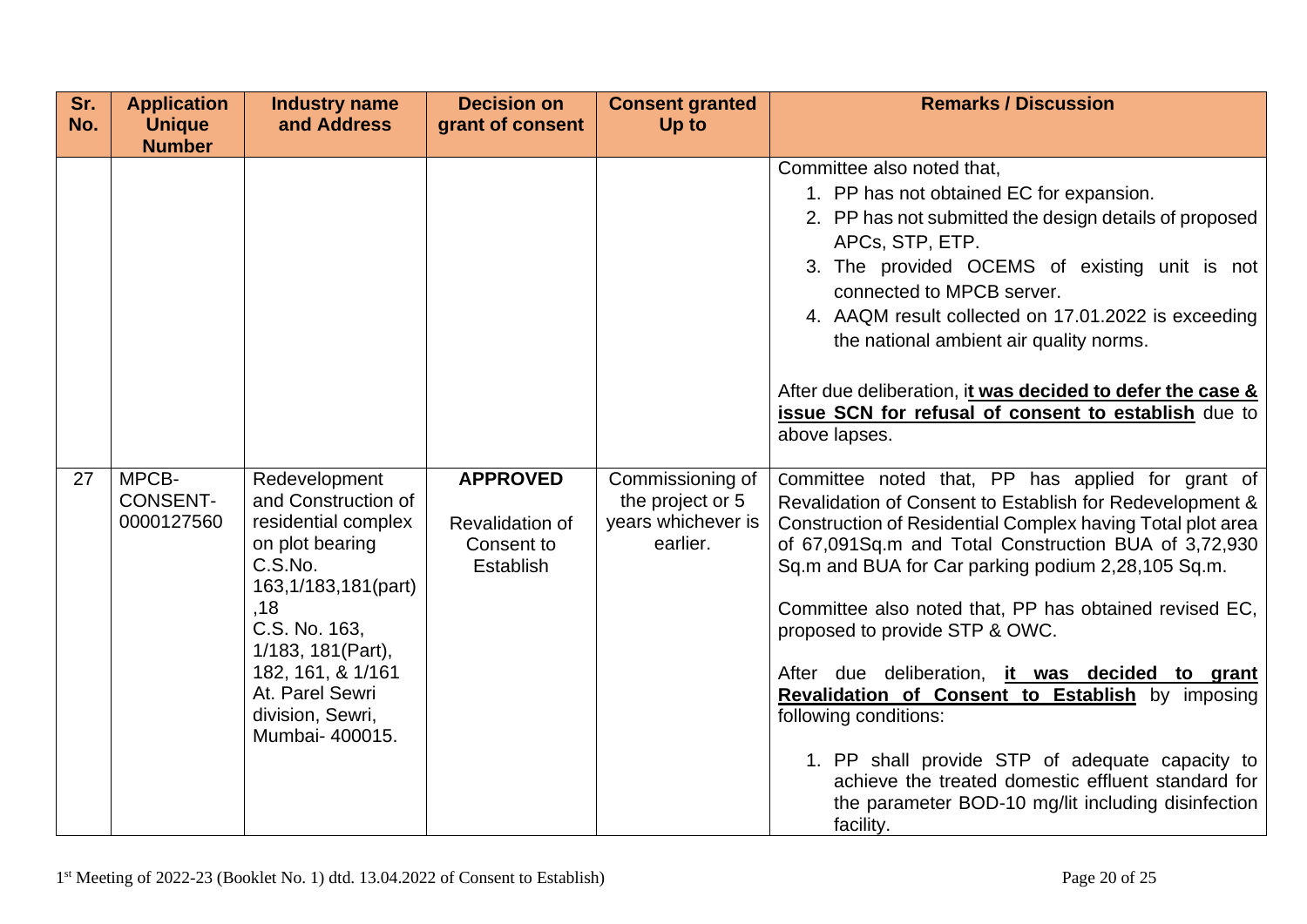| Sr. No. | Application Unique Number | Industry name and Address | Decision on grant of consent | Consent granted Up to | Remarks / Discussion |
|---|---|---|---|---|---|
| | | | | | Committee also noted that,<br>1. PP has not obtained EC for expansion.<br>2. PP has not submitted the design details of proposed APCs, STP, ETP.<br>3. The provided OCEMS of existing unit is not connected to MPCB server.<br>4. AAQM result collected on 17.01.2022 is exceeding the national ambient air quality norms.<br><br>After due deliberation, i**t was decided to defer the case & issue SCN for refusal of consent to establish** due to above lapses. |
| 27 | MPCB-CONSENT-0000127560 | Redevelopment and Construction of residential complex on plot bearing C.S.No. 163,1/183,181(part) ,18<br>C.S. No. 163, 1/183, 181(Part), 182, 161, & 1/161 At. Parel Sewri division, Sewri, Mumbai- 400015. | **APPROVED**<br><br>Revalidation of Consent to Establish | Commissioning of the project or 5 years whichever is earlier. | Committee noted that, PP has applied for grant of Revalidation of Consent to Establish for Redevelopment & Construction of Residential Complex having Total plot area of 67,091Sq.m and Total Construction BUA of 3,72,930 Sq.m and BUA for Car parking podium 2,28,105 Sq.m.<br><br>Committee also noted that, PP has obtained revised EC, proposed to provide STP & OWC.<br><br>After due deliberation, **it was decided to grant Revalidation of Consent to Establish** by imposing following conditions:<br><br>1. PP shall provide STP of adequate capacity to achieve the treated domestic effluent standard for the parameter BOD-10 mg/lit including disinfection facility. |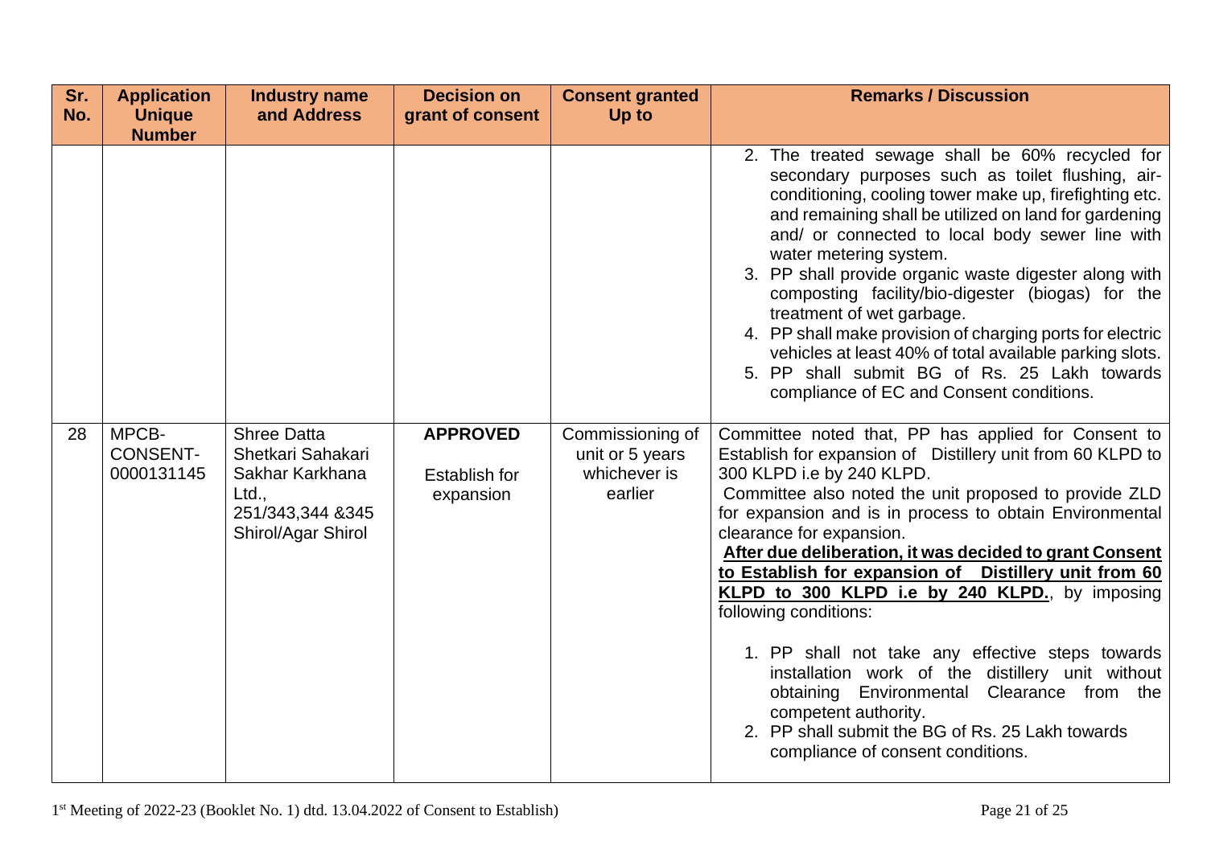| Sr. No. | Application Unique Number | Industry name and Address | Decision on grant of consent | Consent granted Up to | Remarks / Discussion |
|---|---|---|---|---|---|
| | | | | | 2. The treated sewage shall be 60% recycled for secondary purposes such as toilet flushing, air-conditioning, cooling tower make up, firefighting etc. and remaining shall be utilized on land for gardening and/ or connected to local body sewer line with water metering system.<br>3. PP shall provide organic waste digester along with composting facility/bio-digester (biogas) for the treatment of wet garbage.<br>4. PP shall make provision of charging ports for electric vehicles at least 40% of total available parking slots.<br>5. PP shall submit BG of Rs. 25 Lakh towards compliance of EC and Consent conditions. |
| 28 | MPCB-CONSENT-0000131145 | Shree Datta Shetkari Sahakari Sakhar Karkhana Ltd., 251/343,344 &345 Shirol/Agar Shirol | **APPROVED**<br>Establish for expansion | Commissioning of unit or 5 years whichever is earlier | Committee noted that, PP has applied for Consent to Establish for expansion of Distillery unit from 60 KLPD to 300 KLPD i.e by 240 KLPD.<br>Committee also noted the unit proposed to provide ZLD for expansion and is in process to obtain Environmental clearance for expansion.<br>**After due deliberation, it was decided to grant Consent to Establish for expansion of Distillery unit from 60 KLPD to 300 KLPD i.e by 240 KLPD.**, by imposing following conditions:<br>1. PP shall not take any effective steps towards installation work of the distillery unit without obtaining Environmental Clearance from the competent authority.<br>2. PP shall submit the BG of Rs. 25 Lakh towards compliance of consent conditions. |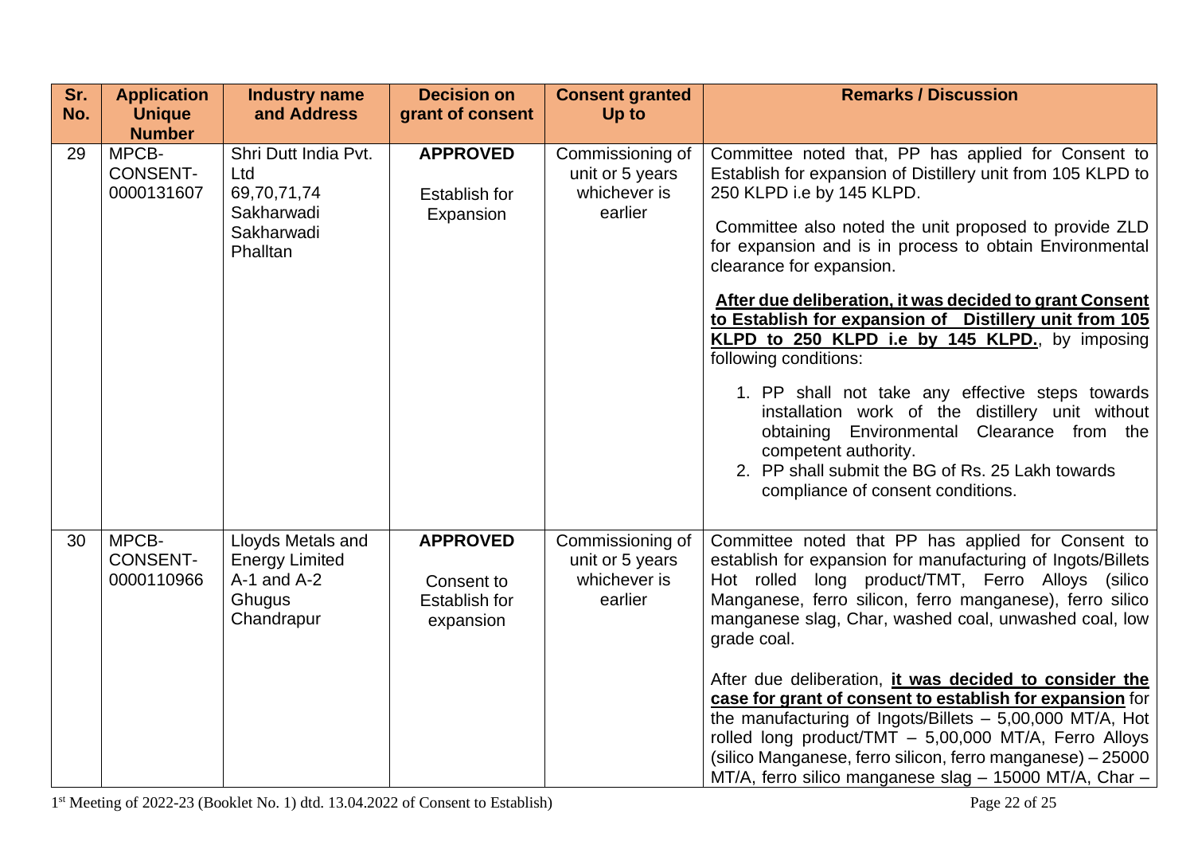| Sr. No. | Application Unique Number | Industry name and Address | Decision on grant of consent | Consent granted Up to | Remarks / Discussion |
|---|---|---|---|---|---|
| 29 | MPCB-CONSENT-0000131607 | Shri Dutt India Pvt. Ltd 69,70,71,74 Sakharwadi Sakharwadi Phalltan | **APPROVED** Establish for Expansion | Commissioning of unit or 5 years whichever is earlier | Committee noted that, PP has applied for Consent to Establish for expansion of Distillery unit from 105 KLPD to 250 KLPD i.e by 145 KLPD.<br><br>Committee also noted the unit proposed to provide ZLD for expansion and is in process to obtain Environmental clearance for expansion.<br><br>**After due deliberation, it was decided to grant Consent to Establish for expansion of Distillery unit from 105 KLPD to 250 KLPD i.e by 145 KLPD.**, by imposing following conditions:<br><br>1. PP shall not take any effective steps towards installation work of the distillery unit without obtaining Environmental Clearance from the competent authority.<br>2. PP shall submit the BG of Rs. 25 Lakh towards compliance of consent conditions. |
| 30 | MPCB-CONSENT-0000110966 | Lloyds Metals and Energy Limited A-1 and A-2 Ghugus Chandrapur | **APPROVED** Consent to Establish for expansion | Commissioning of unit or 5 years whichever is earlier | Committee noted that PP has applied for Consent to establish for expansion for manufacturing of Ingots/Billets Hot rolled long product/TMT, Ferro Alloys (silico Manganese, ferro silicon, ferro manganese), ferro silico manganese slag, Char, washed coal, unwashed coal, low grade coal.<br><br>After due deliberation, **it was decided to consider the case for grant of consent to establish for expansion** for the manufacturing of Ingots/Billets – 5,00,000 MT/A, Hot rolled long product/TMT – 5,00,000 MT/A, Ferro Alloys (silico Manganese, ferro silicon, ferro manganese) – 25000 MT/A, ferro silico manganese slag – 15000 MT/A, Char – |

1st Meeting of 2022-23 (Booklet No. 1) dtd. 13.04.2022 of Consent to Establish)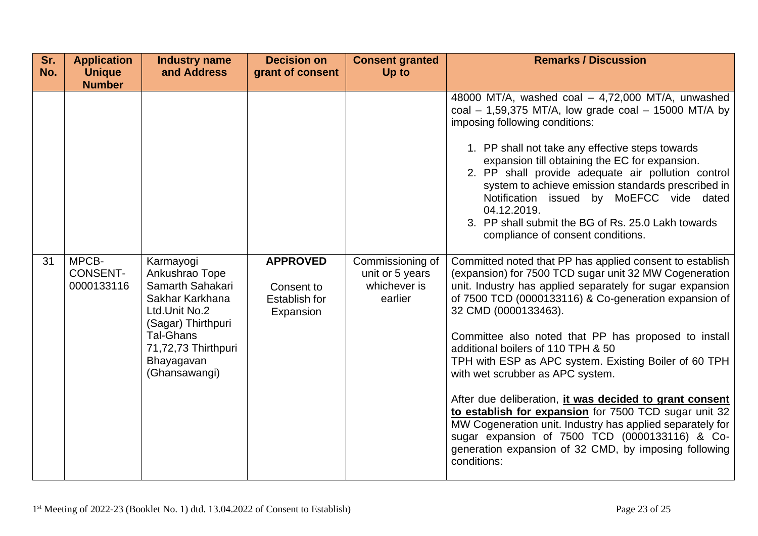| Sr. No. | Application Unique Number | Industry name and Address | Decision on grant of consent | Consent granted Up to | Remarks / Discussion |
|---|---|---|---|---|---|
| | | | | | 48000 MT/A, washed coal – 4,72,000 MT/A, unwashed coal – 1,59,375 MT/A, low grade coal – 15000 MT/A by imposing following conditions:<br><br>1. PP shall not take any effective steps towards expansion till obtaining the EC for expansion.<br>2. PP shall provide adequate air pollution control system to achieve emission standards prescribed in Notification issued by MoEFCC vide dated 04.12.2019.<br>3. PP shall submit the BG of Rs. 25.0 Lakh towards compliance of consent conditions. |
| 31 | MPCB-CONSENT-0000133116 | Karmayogi Ankushrao Tope Samarth Sahakari Sakhar Karkhana Ltd.Unit No.2 (Sagar) Thirthpuri Tal-Ghans 71,72,73 Thirthpuri Bhayagavan (Ghansawangi) | **APPROVED**<br><br>Consent to Establish for Expansion | Commissioning of unit or 5 years whichever is earlier | Committed noted that PP has applied consent to establish (expansion) for 7500 TCD sugar unit 32 MW Cogeneration unit. Industry has applied separately for sugar expansion of 7500 TCD (0000133116) & Co-generation expansion of 32 CMD (0000133463).<br><br>Committee also noted that PP has proposed to install additional boilers of 110 TPH & 50 TPH with ESP as APC system. Existing Boiler of 60 TPH with wet scrubber as APC system.<br><br>After due deliberation, **it was decided to grant consent to establish for expansion** for 7500 TCD sugar unit 32 MW Cogeneration unit. Industry has applied separately for sugar expansion of 7500 TCD (0000133116) & Co-generation expansion of 32 CMD, by imposing following conditions: |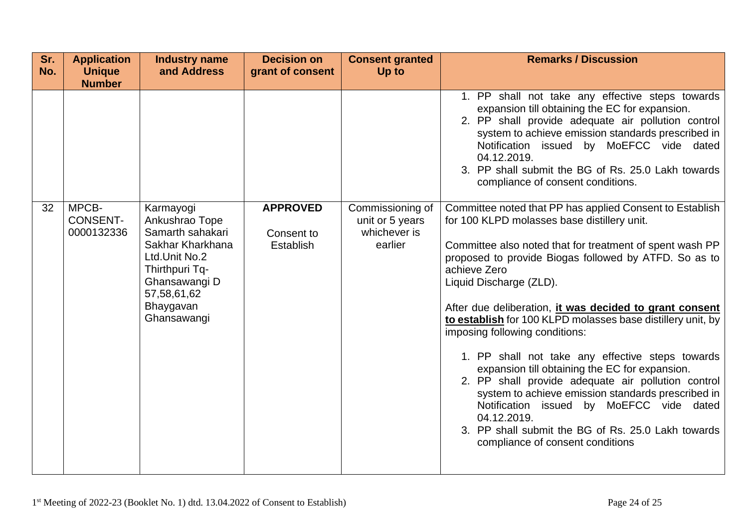| Sr. No. | Application Unique Number | Industry name and Address | Decision on grant of consent | Consent granted Up to | Remarks / Discussion |
|---|---|---|---|---|---|
| | | | | | 1. PP shall not take any effective steps towards expansion till obtaining the EC for expansion.<br>2. PP shall provide adequate air pollution control system to achieve emission standards prescribed in Notification issued by MoEFCC vide dated 04.12.2019.<br>3. PP shall submit the BG of Rs. 25.0 Lakh towards compliance of consent conditions. |
| 32 | MPCB-CONSENT-0000132336 | Karmayogi Ankushrao Tope Samarth sahakari Sakhar Kharkhana Ltd.Unit No.2 Thirthpuri Tq-Ghansawangi D 57,58,61,62 Bhaygavan Ghansawangi | **APPROVED**<br><br>Consent to Establish | Commissioning of unit or 5 years whichever is earlier | Committee noted that PP has applied Consent to Establish for 100 KLPD molasses base distillery unit.<br><br>Committee also noted that for treatment of spent wash PP proposed to provide Biogas followed by ATFD. So as to achieve Zero Liquid Discharge (ZLD).<br><br>After due deliberation, **it was decided to grant consent to establish** for 100 KLPD molasses base distillery unit, by imposing following conditions:<br><br>1. PP shall not take any effective steps towards expansion till obtaining the EC for expansion.<br>2. PP shall provide adequate air pollution control system to achieve emission standards prescribed in Notification issued by MoEFCC vide dated 04.12.2019.<br>3. PP shall submit the BG of Rs. 25.0 Lakh towards compliance of consent conditions |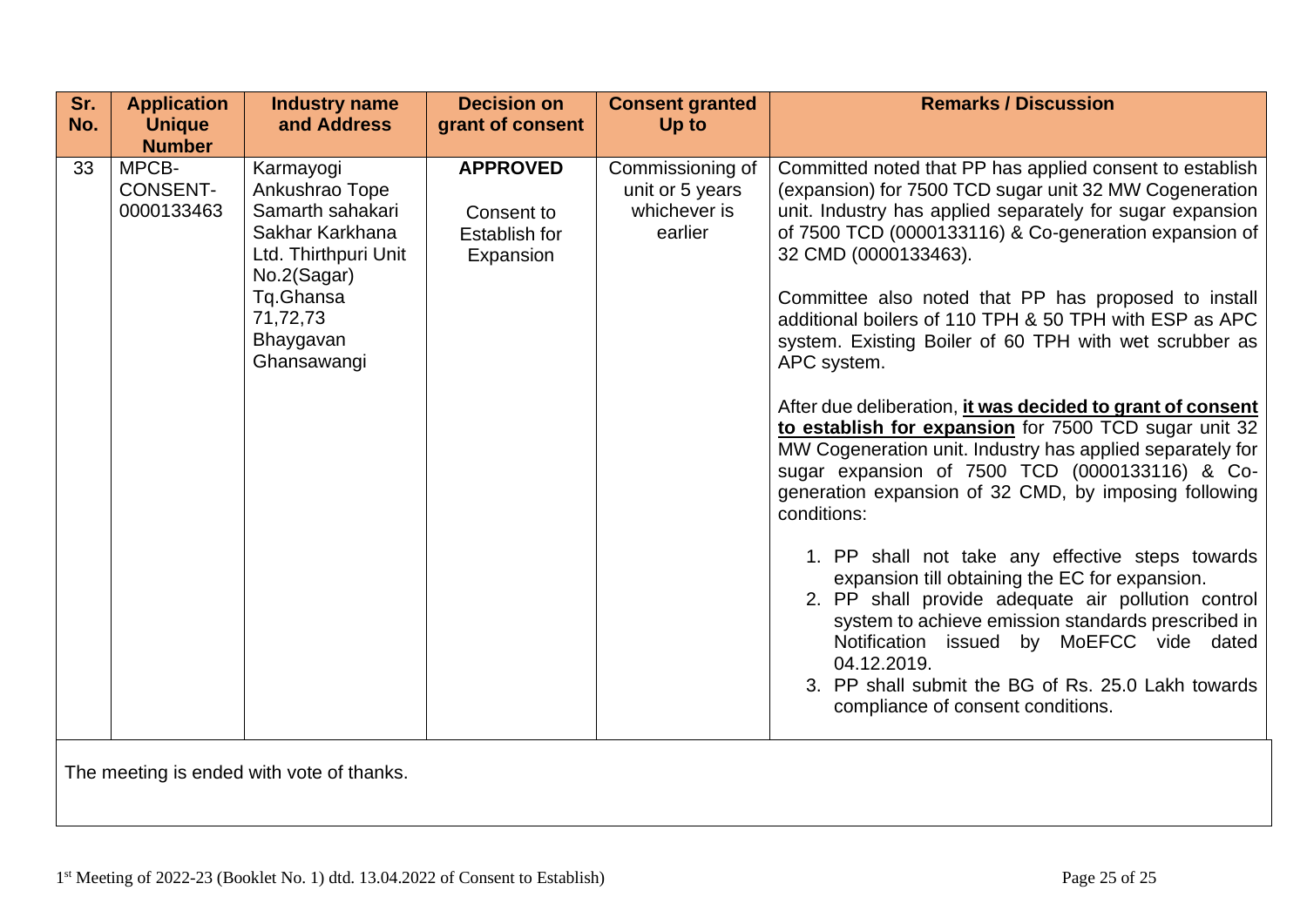| Sr. No. | Application Unique Number | Industry name and Address | Decision on grant of consent | Consent granted Up to | Remarks / Discussion |
|---|---|---|---|---|---|
| 33 | MPCB-CONSENT-0000133463 | Karmayogi Ankushrao Tope Samarth sahakari Sakhar Karkhana Ltd. Thirthpuri Unit No.2(Sagar) Tq.Ghansa 71,72,73 Bhaygavan Ghansawangi | **APPROVED** Consent to Establish for Expansion | Commissioning of unit or 5 years whichever is earlier | Committed noted that PP has applied consent to establish (expansion) for 7500 TCD sugar unit 32 MW Cogeneration unit. Industry has applied separately for sugar expansion of 7500 TCD (0000133116) & Co-generation expansion of 32 CMD (0000133463).<br><br>Committee also noted that PP has proposed to install additional boilers of 110 TPH & 50 TPH with ESP as APC system. Existing Boiler of 60 TPH with wet scrubber as APC system.<br><br>After due deliberation, **it was decided to grant of consent to establish for expansion** for 7500 TCD sugar unit 32 MW Cogeneration unit. Industry has applied separately for sugar expansion of 7500 TCD (0000133116) & Co-generation expansion of 32 CMD, by imposing following conditions:<br><br>1. PP shall not take any effective steps towards expansion till obtaining the EC for expansion.<br>2. PP shall provide adequate air pollution control system to achieve emission standards prescribed in Notification issued by MoEFCC vide dated 04.12.2019.<br>3. PP shall submit the BG of Rs. 25.0 Lakh towards compliance of consent conditions. |

The meeting is ended with vote of thanks.